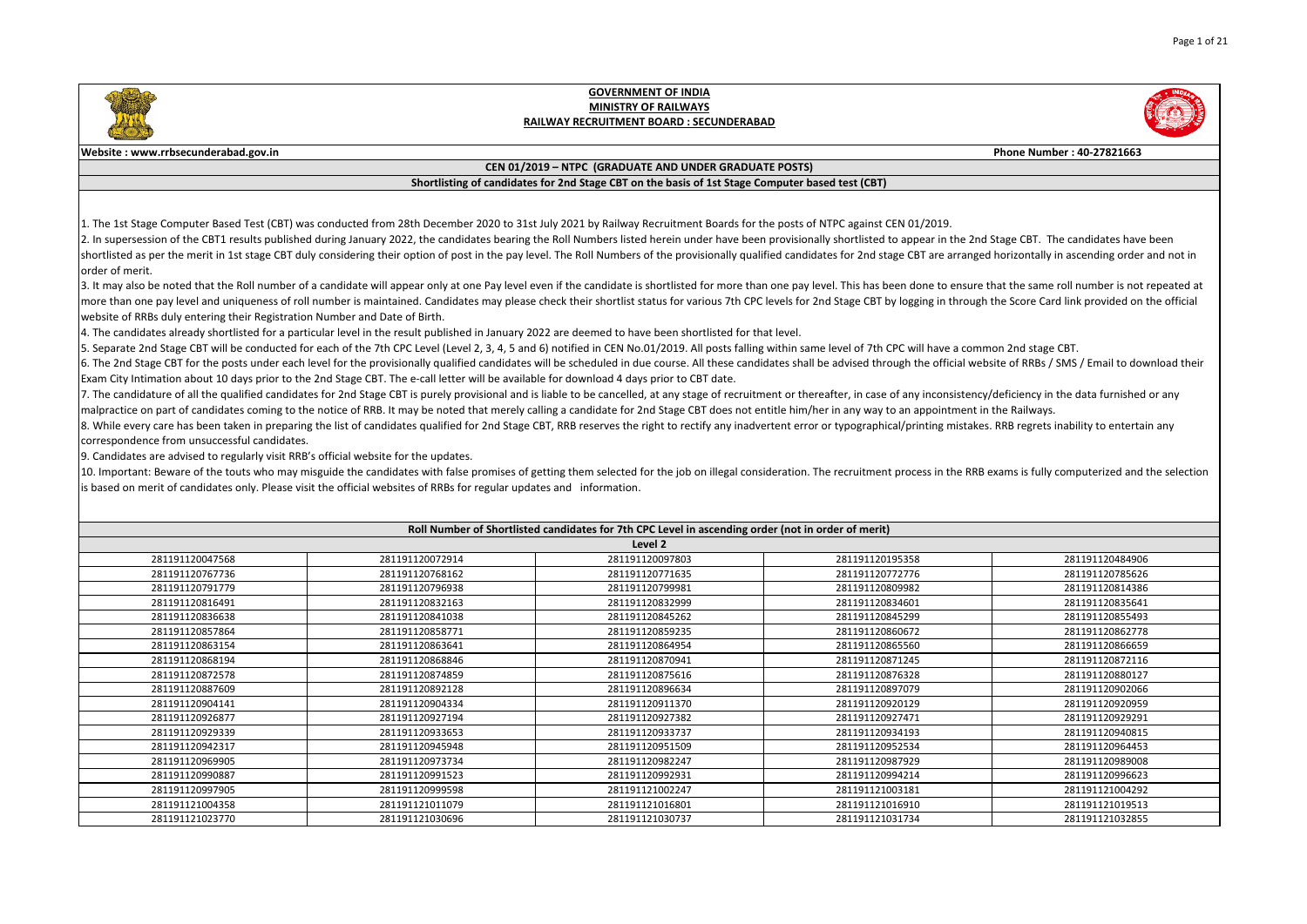# GOVERNMENT OF INDIA
## MINISTRY OF RAILWAYS
## RAILWAY RECRUITMENT BOARD : SECUNDERABAD

**Website : www.rrbsecunderabad.gov.in** **Phone Number : 40-27821663**

**CEN 01/2019 – NTPC (GRADUATE AND UNDER GRADUATE POSTS)**

**Shortlisting of candidates for 2nd Stage CBT on the basis of 1st Stage Computer based test (CBT)**

1. The 1st Stage Computer Based Test (CBT) was conducted from 28th December 2020 to 31st July 2021 by Railway Recruitment Boards for the posts of NTPC against CEN 01/2019.
2. In supersession of the CBT1 results published during January 2022, the candidates bearing the Roll Numbers listed herein under have been provisionally shortlisted to appear in the 2nd Stage CBT. The candidates have been shortlisted as per the merit in 1st stage CBT duly considering their option of post in the pay level. The Roll Numbers of the provisionally qualified candidates for 2nd stage CBT are arranged horizontally in ascending order and not in order of merit.
3. It may also be noted that the Roll number of a candidate will appear only at one Pay level even if the candidate is shortlisted for more than one pay level. This has been done to ensure that the same roll number is not repeated at more than one pay level and uniqueness of roll number is maintained. Candidates may please check their shortlist status for various 7th CPC levels for 2nd Stage CBT by logging in through the Score Card link provided on the official website of RRBs duly entering their Registration Number and Date of Birth.
4. The candidates already shortlisted for a particular level in the result published in January 2022 are deemed to have been shortlisted for that level.
5. Separate 2nd Stage CBT will be conducted for each of the 7th CPC Level (Level 2, 3, 4, 5 and 6) notified in CEN No.01/2019. All posts falling within same level of 7th CPC will have a common 2nd stage CBT.
6. The 2nd Stage CBT for the posts under each level for the provisionally qualified candidates will be scheduled in due course. All these candidates shall be advised through the official website of RRBs / SMS / Email to download their Exam City Intimation about 10 days prior to the 2nd Stage CBT. The e-call letter will be available for download 4 days prior to CBT date.
7. The candidature of all the qualified candidates for 2nd Stage CBT is purely provisional and is liable to be cancelled, at any stage of recruitment or thereafter, in case of any inconsistency/deficiency in the data furnished or any malpractice on part of candidates coming to the notice of RRB. It may be noted that merely calling a candidate for 2nd Stage CBT does not entitle him/her in any way to an appointment in the Railways.
8. While every care has been taken in preparing the list of candidates qualified for 2nd Stage CBT, RRB reserves the right to rectify any inadvertent error or typographical/printing mistakes. RRB regrets inability to entertain any correspondence from unsuccessful candidates.
9. Candidates are advised to regularly visit RRB's official website for the updates.
10. Important: Beware of the touts who may misguide the candidates with false promises of getting them selected for the job on illegal consideration. The recruitment process in the RRB exams is fully computerized and the selection is based on merit of candidates only. Please visit the official websites of RRBs for regular updates and information.

| Roll Number of Shortlisted candidates for 7th CPC Level in ascending order (not in order of merit) | | | | |
|---|---|---|---|---|
| **Level 2** | | | | |
| 281191120047568 | 281191120072914 | 281191120097803 | 281191120195358 | 281191120484906 |
| 281191120767736 | 281191120768162 | 281191120771635 | 281191120772776 | 281191120785626 |
| 281191120791779 | 281191120796938 | 281191120799981 | 281191120809982 | 281191120814386 |
| 281191120816491 | 281191120832163 | 281191120832999 | 281191120834601 | 281191120835641 |
| 281191120836638 | 281191120841038 | 281191120845262 | 281191120845299 | 281191120855493 |
| 281191120857864 | 281191120858771 | 281191120859235 | 281191120860672 | 281191120862778 |
| 281191120863154 | 281191120863641 | 281191120864954 | 281191120865560 | 281191120866659 |
| 281191120868194 | 281191120868846 | 281191120870941 | 281191120871245 | 281191120872116 |
| 281191120872578 | 281191120874859 | 281191120875616 | 281191120876328 | 281191120880127 |
| 281191120887609 | 281191120892128 | 281191120896634 | 281191120897079 | 281191120902066 |
| 281191120904141 | 281191120904334 | 281191120911370 | 281191120920129 | 281191120920959 |
| 281191120926877 | 281191120927194 | 281191120927382 | 281191120927471 | 281191120929291 |
| 281191120929339 | 281191120933653 | 281191120933737 | 281191120934193 | 281191120940815 |
| 281191120942317 | 281191120945948 | 281191120951509 | 281191120952534 | 281191120964453 |
| 281191120969905 | 281191120973734 | 281191120982247 | 281191120987929 | 281191120989008 |
| 281191120990887 | 281191120991523 | 281191120992931 | 281191120994214 | 281191120996623 |
| 281191120997905 | 281191120999598 | 281191121002247 | 281191121003181 | 281191121004292 |
| 281191121004358 | 281191121011079 | 281191121016801 | 281191121016910 | 281191121019513 |
| 281191121023770 | 281191121030696 | 281191121030737 | 281191121031734 | 281191121032855 |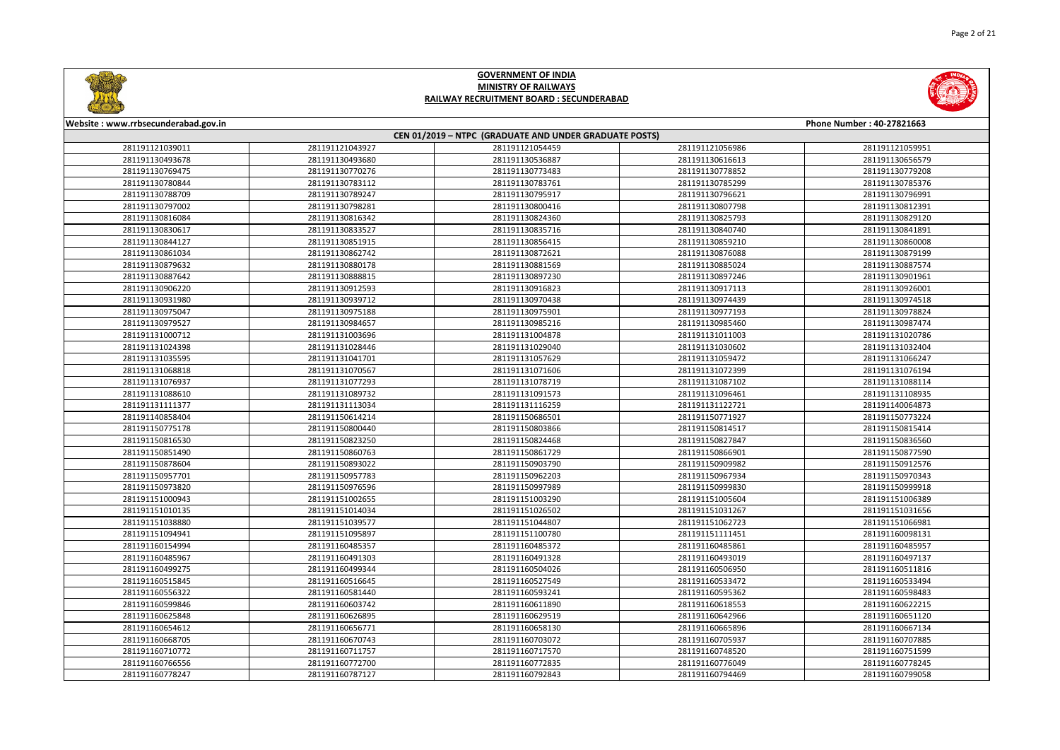# GOVERNMENT OF INDIA
## MINISTRY OF RAILWAYS
### RAILWAY RECRUITMENT BOARD : SECUNDERABAD

Website : www.rrbsecunderabad.gov.in

Phone Number : 40-27821663

**CEN 01/2019 – NTPC (GRADUATE AND UNDER GRADUATE POSTS)**

| | | | | |
|---|---|---|---|---|
| 281191121039011 | 281191121043927 | 281191121054459 | 281191121056986 | 281191121059951 |
| 281191130493678 | 281191130493680 | 281191130536887 | 281191130616613 | 281191130656579 |
| 281191130769475 | 281191130770276 | 281191130773483 | 281191130778852 | 281191130779208 |
| 281191130780844 | 281191130783112 | 281191130783761 | 281191130785299 | 281191130785376 |
| 281191130788709 | 281191130789247 | 281191130795917 | 281191130796621 | 281191130796991 |
| 281191130797002 | 281191130798281 | 281191130800416 | 281191130807798 | 281191130812391 |
| 281191130816084 | 281191130816342 | 281191130824360 | 281191130825793 | 281191130829120 |
| 281191130830617 | 281191130833527 | 281191130835716 | 281191130840740 | 281191130841891 |
| 281191130844127 | 281191130851915 | 281191130856415 | 281191130859210 | 281191130860008 |
| 281191130861034 | 281191130862742 | 281191130872621 | 281191130876088 | 281191130879199 |
| 281191130879632 | 281191130880178 | 281191130881569 | 281191130885024 | 281191130887574 |
| 281191130887642 | 281191130888815 | 281191130897230 | 281191130897246 | 281191130901961 |
| 281191130906220 | 281191130912593 | 281191130916823 | 281191130917113 | 281191130926001 |
| 281191130931980 | 281191130939712 | 281191130970438 | 281191130974439 | 281191130974518 |
| 281191130975047 | 281191130975188 | 281191130975901 | 281191130977193 | 281191130978824 |
| 281191130979527 | 281191130984657 | 281191130985216 | 281191130985460 | 281191130987474 |
| 281191131000712 | 281191131003696 | 281191131004878 | 281191131011003 | 281191131020786 |
| 281191131024398 | 281191131028446 | 281191131029040 | 281191131030602 | 281191131032404 |
| 281191131035595 | 281191131041701 | 281191131057629 | 281191131059472 | 281191131066247 |
| 281191131068818 | 281191131070567 | 281191131071606 | 281191131072399 | 281191131076194 |
| 281191131076937 | 281191131077293 | 281191131078719 | 281191131087102 | 281191131088114 |
| 281191131088610 | 281191131089732 | 281191131091573 | 281191131096461 | 281191131108935 |
| 281191131111377 | 281191131113034 | 281191131116259 | 281191131122721 | 281191140064873 |
| 281191140858404 | 281191150614214 | 281191150686501 | 281191150771927 | 281191150773224 |
| 281191150775178 | 281191150800440 | 281191150803866 | 281191150814517 | 281191150815414 |
| 281191150816530 | 281191150823250 | 281191150824468 | 281191150827847 | 281191150836560 |
| 281191150851490 | 281191150860763 | 281191150861729 | 281191150866901 | 281191150877590 |
| 281191150878604 | 281191150893022 | 281191150903790 | 281191150909982 | 281191150912576 |
| 281191150957701 | 281191150957783 | 281191150962203 | 281191150967934 | 281191150970343 |
| 281191150973820 | 281191150976596 | 281191150997989 | 281191150999830 | 281191150999918 |
| 281191151000943 | 281191151002655 | 281191151003290 | 281191151005604 | 281191151006389 |
| 281191151010135 | 281191151014034 | 281191151026502 | 281191151031267 | 281191151031656 |
| 281191151038880 | 281191151039577 | 281191151044807 | 281191151062723 | 281191151066981 |
| 281191151094941 | 281191151095897 | 281191151100780 | 281191151111451 | 281191160098131 |
| 281191160154994 | 281191160485357 | 281191160485372 | 281191160485861 | 281191160485957 |
| 281191160485967 | 281191160491303 | 281191160491328 | 281191160493019 | 281191160497137 |
| 281191160499275 | 281191160499344 | 281191160504026 | 281191160506950 | 281191160511816 |
| 281191160515845 | 281191160516645 | 281191160527549 | 281191160533472 | 281191160533494 |
| 281191160556322 | 281191160581440 | 281191160593241 | 281191160595362 | 281191160598483 |
| 281191160599846 | 281191160603742 | 281191160611890 | 281191160618553 | 281191160622215 |
| 281191160625848 | 281191160626895 | 281191160629519 | 281191160642966 | 281191160651120 |
| 281191160654612 | 281191160656771 | 281191160658130 | 281191160665896 | 281191160667134 |
| 281191160668705 | 281191160670743 | 281191160703072 | 281191160705937 | 281191160707885 |
| 281191160710772 | 281191160711757 | 281191160717570 | 281191160748520 | 281191160751599 |
| 281191160766556 | 281191160772700 | 281191160772835 | 281191160776049 | 281191160778245 |
| 281191160778247 | 281191160787127 | 281191160792843 | 281191160794469 | 281191160799058 |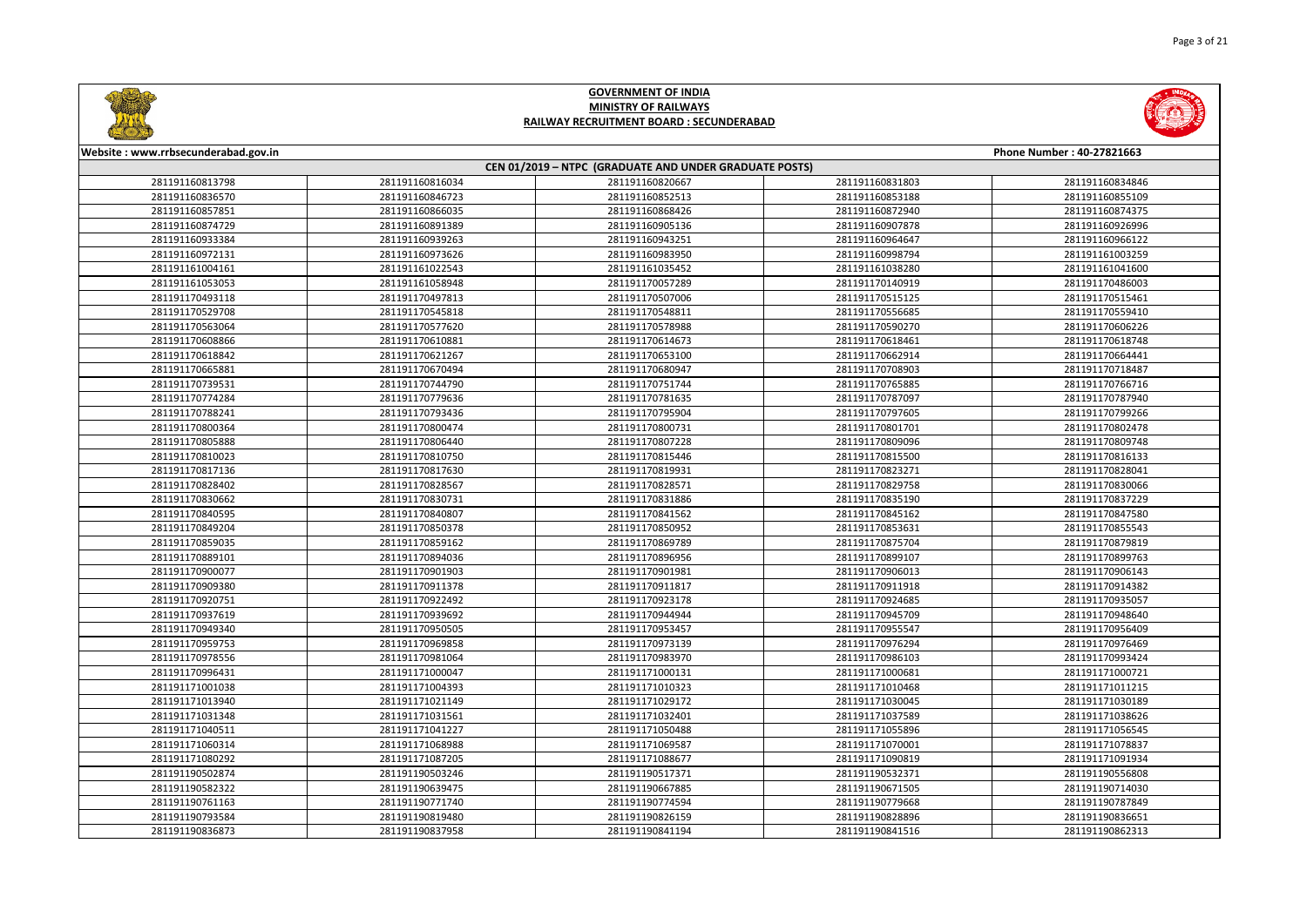# GOVERNMENT OF INDIA
## MINISTRY OF RAILWAYS
### RAILWAY RECRUITMENT BOARD : SECUNDERABAD

Website : www.rrbsecunderabad.gov.in

Phone Number : 40-27821663

**CEN 01/2019 – NTPC (GRADUATE AND UNDER GRADUATE POSTS)**

| | | | | |
|---|---|---|---|---|
| 281191160813798 | 281191160816034 | 281191160820667 | 281191160831803 | 281191160834846 |
| 281191160836570 | 281191160846723 | 281191160852513 | 281191160853188 | 281191160855109 |
| 281191160857851 | 281191160866035 | 281191160868426 | 281191160872940 | 281191160874375 |
| 281191160874729 | 281191160891389 | 281191160905136 | 281191160907878 | 281191160926996 |
| 281191160933384 | 281191160939263 | 281191160943251 | 281191160964647 | 281191160966122 |
| 281191160972131 | 281191160973626 | 281191160983950 | 281191160998794 | 281191161003259 |
| 281191161004161 | 281191161022543 | 281191161035452 | 281191161038280 | 281191161041600 |
| 281191161053053 | 281191161058948 | 281191170057289 | 281191170140919 | 281191170486003 |
| 281191170493118 | 281191170497813 | 281191170507006 | 281191170515125 | 281191170515461 |
| 281191170529708 | 281191170545818 | 281191170548811 | 281191170556685 | 281191170559410 |
| 281191170563064 | 281191170577620 | 281191170578988 | 281191170590270 | 281191170606226 |
| 281191170608866 | 281191170610881 | 281191170614673 | 281191170618461 | 281191170618748 |
| 281191170618842 | 281191170621267 | 281191170653100 | 281191170662914 | 281191170664441 |
| 281191170665881 | 281191170670494 | 281191170680947 | 281191170708903 | 281191170718487 |
| 281191170739531 | 281191170744790 | 281191170751744 | 281191170765885 | 281191170766716 |
| 281191170774284 | 281191170779636 | 281191170781635 | 281191170787097 | 281191170787940 |
| 281191170788241 | 281191170793436 | 281191170795904 | 281191170797605 | 281191170799266 |
| 281191170800364 | 281191170800474 | 281191170800731 | 281191170801701 | 281191170802478 |
| 281191170805888 | 281191170806440 | 281191170807228 | 281191170809096 | 281191170809748 |
| 281191170810023 | 281191170810750 | 281191170815446 | 281191170815500 | 281191170816133 |
| 281191170817136 | 281191170817630 | 281191170819931 | 281191170823271 | 281191170828041 |
| 281191170828402 | 281191170828567 | 281191170828571 | 281191170829758 | 281191170830066 |
| 281191170830662 | 281191170830731 | 281191170831886 | 281191170835190 | 281191170837229 |
| 281191170840595 | 281191170840807 | 281191170841562 | 281191170845162 | 281191170847580 |
| 281191170849204 | 281191170850378 | 281191170850952 | 281191170853631 | 281191170855543 |
| 281191170859035 | 281191170869162 | 281191170869789 | 281191170875704 | 281191170879819 |
| 281191170889101 | 281191170894036 | 281191170896956 | 281191170899107 | 281191170899763 |
| 281191170900077 | 281191170901903 | 281191170901981 | 281191170906013 | 281191170906143 |
| 281191170909380 | 281191170911378 | 281191170911817 | 281191170911918 | 281191170914382 |
| 281191170920751 | 281191170922492 | 281191170923178 | 281191170924685 | 281191170935057 |
| 281191170937619 | 281191170939692 | 281191170944944 | 281191170945709 | 281191170948640 |
| 281191170949340 | 281191170950505 | 281191170953457 | 281191170955547 | 281191170956409 |
| 281191170959753 | 281191170969858 | 281191170973139 | 281191170976294 | 281191170976469 |
| 281191170978556 | 281191170981064 | 281191170983970 | 281191170986103 | 281191170993424 |
| 281191170996431 | 281191171000047 | 281191171000131 | 281191171000681 | 281191171000721 |
| 281191171001038 | 281191171004393 | 281191171010323 | 281191171010468 | 281191171011215 |
| 281191171013940 | 281191171021149 | 281191171029172 | 281191171030045 | 281191171030189 |
| 281191171031348 | 281191171031561 | 281191171032401 | 281191171037589 | 281191171038626 |
| 281191171040511 | 281191171041227 | 281191171050488 | 281191171055896 | 281191171056545 |
| 281191171060314 | 281191171068988 | 281191171069587 | 281191171070001 | 281191171078837 |
| 281191171080292 | 281191171087205 | 281191171088677 | 281191171090819 | 281191171091934 |
| 281191190502874 | 281191190503246 | 281191190517371 | 281191190532371 | 281191190556808 |
| 281191190582322 | 281191190639475 | 281191190667885 | 281191190671505 | 281191190714030 |
| 281191190761163 | 281191190771740 | 281191190774594 | 281191190779668 | 281191190787849 |
| 281191190793584 | 281191190819480 | 281191190826159 | 281191190828896 | 281191190836651 |
| 281191190836873 | 281191190837958 | 281191190841194 | 281191190841516 | 281191190862313 |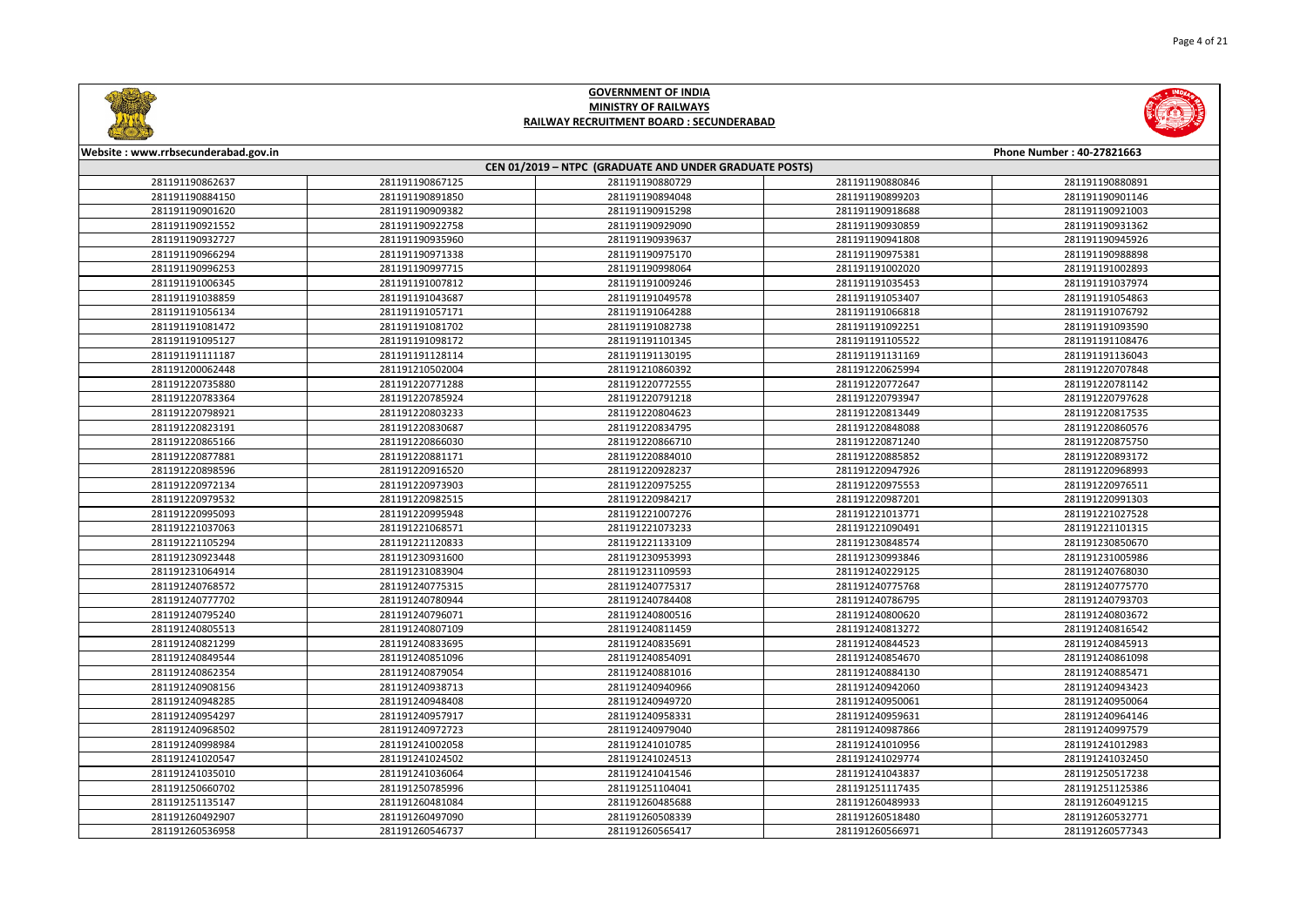# GOVERNMENT OF INDIA
## MINISTRY OF RAILWAYS
### RAILWAY RECRUITMENT BOARD : SECUNDERABAD

Website : www.rrbsecunderabad.gov.in | Phone Number : 40-27821663

**CEN 01/2019 – NTPC (GRADUATE AND UNDER GRADUATE POSTS)**

| | | | | |
|---|---|---|---|---|
| 281191190862637 | 281191190867125 | 281191190880729 | 281191190880846 | 281191190880891 |
| 281191190884150 | 281191190891850 | 281191190894048 | 281191190899203 | 281191190901146 |
| 281191190901620 | 281191190909382 | 281191190915298 | 281191190918688 | 281191190921003 |
| 281191190921552 | 281191190922758 | 281191190929090 | 281191190930859 | 281191190931362 |
| 281191190932727 | 281191190935960 | 281191190939637 | 281191190941808 | 281191190945926 |
| 281191190966294 | 281191190971338 | 281191190975170 | 281191190975381 | 281191190988898 |
| 281191190996253 | 281191190997715 | 281191190998064 | 281191191002020 | 281191191002893 |
| 281191191006345 | 281191191007812 | 281191191009246 | 281191191035453 | 281191191037974 |
| 281191191038859 | 281191191043687 | 281191191049578 | 281191191053407 | 281191191054863 |
| 281191191056134 | 281191191057171 | 281191191064288 | 281191191066818 | 281191191076792 |
| 281191191081472 | 281191191081702 | 281191191082738 | 281191191092251 | 281191191093590 |
| 281191191095127 | 281191191098172 | 281191191101345 | 281191191105522 | 281191191108476 |
| 281191191111187 | 281191191128114 | 281191191130195 | 281191191131169 | 281191191136043 |
| 281191200062448 | 281191210502004 | 281191210860392 | 281191210625994 | 281191220707848 |
| 281191220735880 | 281191220771288 | 281191220772555 | 281191220772647 | 281191220781142 |
| 281191220783364 | 281191220785924 | 281191220791218 | 281191220793947 | 281191220797628 |
| 281191220798921 | 281191220803233 | 281191220804623 | 281191220813449 | 281191220817535 |
| 281191220823191 | 281191220830687 | 281191220834795 | 281191220848088 | 281191220860576 |
| 281191220865166 | 281191220866030 | 281191220866710 | 281191220871240 | 281191220875750 |
| 281191220877881 | 281191220881171 | 281191220884010 | 281191220885852 | 281191220893172 |
| 281191220898596 | 281191220916520 | 281191220928237 | 281191220947926 | 281191220968993 |
| 281191220972134 | 281191220973903 | 281191220975255 | 281191220975553 | 281191220976511 |
| 281191220979532 | 281191220982515 | 281191220984217 | 281191220987201 | 281191220991303 |
| 281191220995093 | 281191220995948 | 281191221007276 | 281191221013771 | 281191221027528 |
| 281191221037063 | 281191221068571 | 281191221073233 | 281191221090491 | 281191221101315 |
| 281191221105294 | 281191221120833 | 281191221133109 | 281191230848574 | 281191230850670 |
| 281191230923448 | 281191230931600 | 281191230953993 | 281191230993846 | 281191231005986 |
| 281191231064914 | 281191231083904 | 281191231109593 | 281191240229125 | 281191240768030 |
| 281191240768572 | 281191240775315 | 281191240775317 | 281191240775768 | 281191240775770 |
| 281191240777702 | 281191240780944 | 281191240784408 | 281191240786795 | 281191240793703 |
| 281191240795240 | 281191240796071 | 281191240800516 | 281191240800620 | 281191240803672 |
| 281191240805513 | 281191240807109 | 281191240811459 | 281191240813272 | 281191240816542 |
| 281191240821299 | 281191240833695 | 281191240835691 | 281191240844523 | 281191240845913 |
| 281191240849544 | 281191240851096 | 281191240854091 | 281191240854670 | 281191240861098 |
| 281191240862354 | 281191240879054 | 281191240881016 | 281191240884130 | 281191240885471 |
| 281191240908156 | 281191240938713 | 281191240940966 | 281191240942060 | 281191240943423 |
| 281191240948285 | 281191240948408 | 281191240949720 | 281191240950061 | 281191240950064 |
| 281191240954297 | 281191240957917 | 281191240958331 | 281191240959631 | 281191240964146 |
| 281191240968502 | 281191240972723 | 281191240979040 | 281191240987866 | 281191240997579 |
| 281191240998984 | 281191241002058 | 281191241010785 | 281191241010956 | 281191241012983 |
| 281191241020547 | 281191241024502 | 281191241024513 | 281191241029774 | 281191241032450 |
| 281191241035010 | 281191241036064 | 281191241041546 | 281191241043837 | 281191250517238 |
| 281191250660702 | 281191250785996 | 281191251104041 | 281191251117435 | 281191251125386 |
| 281191251135147 | 281191260481084 | 281191260485688 | 281191260489933 | 281191260491215 |
| 281191260492907 | 281191260497090 | 281191260508339 | 281191260518480 | 281191260532771 |
| 281191260536958 | 281191260546737 | 281191260565417 | 281191260566971 | 281191260577343 |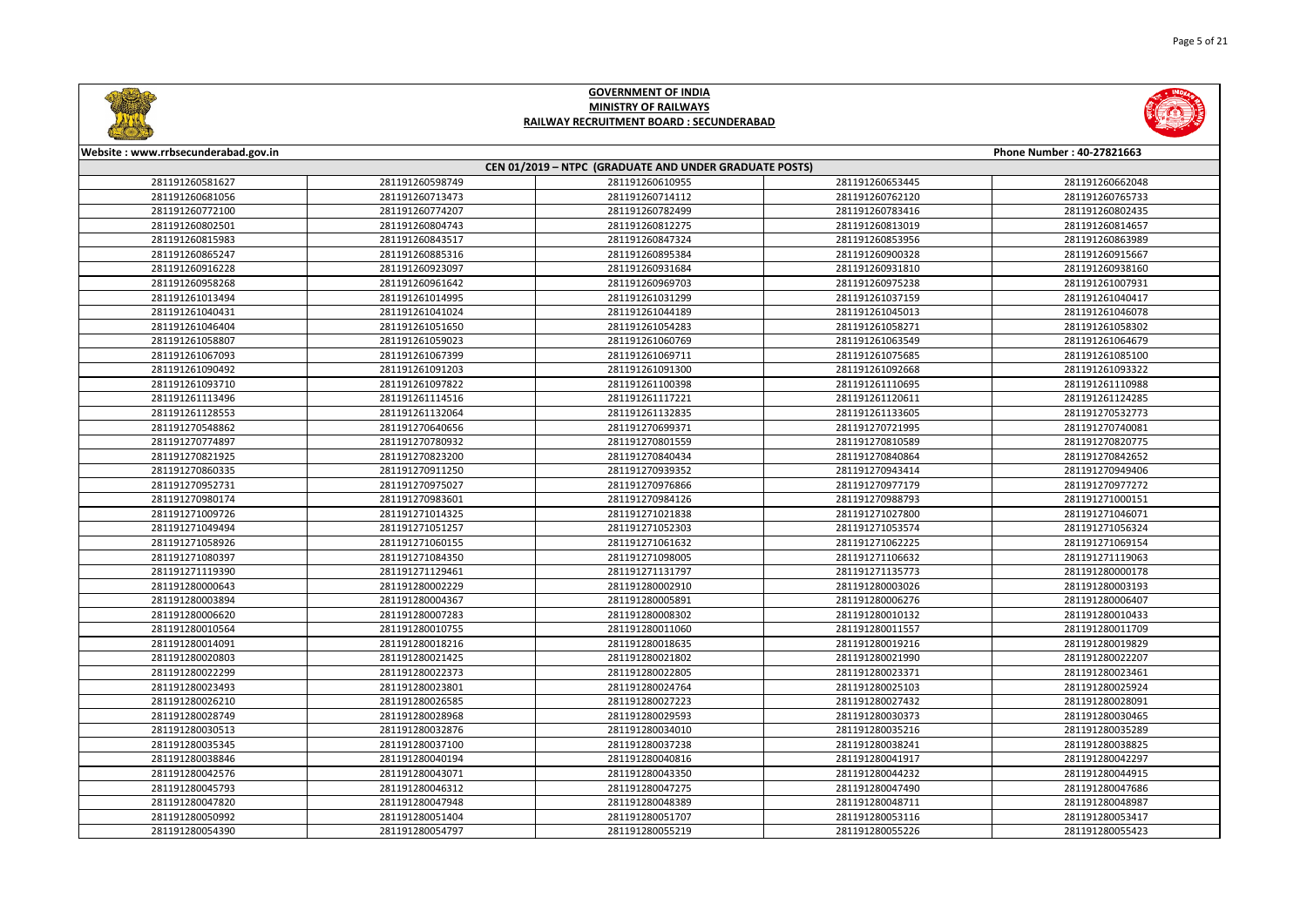# GOVERNMENT OF INDIA
## MINISTRY OF RAILWAYS
## RAILWAY RECRUITMENT BOARD : SECUNDERABAD

**Website : www.rrbsecunderabad.gov.in** **Phone Number : 40-27821663**

**CEN 01/2019 – NTPC (GRADUATE AND UNDER GRADUATE POSTS)**

| | | | | |
|---|---|---|---|---|
| 281191260581627 | 281191260598749 | 281191260610955 | 281191260653445 | 281191260662048 |
| 281191260681056 | 281191260713473 | 281191260714112 | 281191260762120 | 281191260765733 |
| 281191260772100 | 281191260774207 | 281191260782499 | 281191260783416 | 281191260802435 |
| 281191260802501 | 281191260804743 | 281191260812275 | 281191260813019 | 281191260814657 |
| 281191260815983 | 281191260843517 | 281191260847324 | 281191260853956 | 281191260863989 |
| 281191260865247 | 281191260885316 | 281191260895384 | 281191260900328 | 281191260915667 |
| 281191260916228 | 281191260923097 | 281191260931684 | 281191260931810 | 281191260938160 |
| 281191260958268 | 281191260961642 | 281191260969703 | 281191260975238 | 281191261007931 |
| 281191261013494 | 281191261014995 | 281191261031299 | 281191261037159 | 281191261040417 |
| 281191261040431 | 281191261041024 | 281191261044189 | 281191261045013 | 281191261046078 |
| 281191261046404 | 281191261051650 | 281191261054283 | 281191261058271 | 281191261058302 |
| 281191261058807 | 281191261059023 | 281191261060769 | 281191261063549 | 281191261064679 |
| 281191261067093 | 281191261067399 | 281191261069711 | 281191261075685 | 281191261085100 |
| 281191261090492 | 281191261091203 | 281191261091300 | 281191261092668 | 281191261093322 |
| 281191261093710 | 281191261097822 | 281191261100398 | 281191261110695 | 281191261110988 |
| 281191261113496 | 281191261114516 | 281191261117221 | 281191261120611 | 281191261124285 |
| 281191261128553 | 281191261132064 | 281191261132835 | 281191261133605 | 281191270532773 |
| 281191270548862 | 281191270640656 | 281191270699371 | 281191270721995 | 281191270740081 |
| 281191270774897 | 281191270780932 | 281191270801559 | 281191270810589 | 281191270820775 |
| 281191270821925 | 281191270823200 | 281191270840434 | 281191270840864 | 281191270842652 |
| 281191270860335 | 281191270911250 | 281191270939352 | 281191270943414 | 281191270949406 |
| 281191270952731 | 281191270975027 | 281191270976866 | 281191270977179 | 281191270977272 |
| 281191270980174 | 281191270983601 | 281191270984126 | 281191270988793 | 281191271000151 |
| 281191271009726 | 281191271014325 | 281191271021838 | 281191271027800 | 281191271046071 |
| 281191271049494 | 281191271051257 | 281191271052303 | 281191271053574 | 281191271056324 |
| 281191271058926 | 281191271060155 | 281191271061632 | 281191271062225 | 281191271069154 |
| 281191271080397 | 281191271084350 | 281191271098005 | 281191271106632 | 281191271119063 |
| 281191271119390 | 281191271129461 | 281191271131797 | 281191271135773 | 281191280000178 |
| 281191280000643 | 281191280002229 | 281191280002910 | 281191280003026 | 281191280003193 |
| 281191280003894 | 281191280004367 | 281191280005891 | 281191280006276 | 281191280006407 |
| 281191280006620 | 281191280007283 | 281191280008302 | 281191280010132 | 281191280010433 |
| 281191280010564 | 281191280010755 | 281191280011060 | 281191280011557 | 281191280011709 |
| 281191280014091 | 281191280018216 | 281191280018635 | 281191280019216 | 281191280019829 |
| 281191280020803 | 281191280021425 | 281191280021802 | 281191280021990 | 281191280022207 |
| 281191280022299 | 281191280022373 | 281191280022805 | 281191280023371 | 281191280023461 |
| 281191280023493 | 281191280023801 | 281191280024764 | 281191280025103 | 281191280025924 |
| 281191280026210 | 281191280026585 | 281191280027223 | 281191280027432 | 281191280028091 |
| 281191280028749 | 281191280028968 | 281191280029593 | 281191280030373 | 281191280030465 |
| 281191280030513 | 281191280032876 | 281191280034010 | 281191280035216 | 281191280035289 |
| 281191280035345 | 281191280037100 | 281191280037238 | 281191280038241 | 281191280038825 |
| 281191280038846 | 281191280040194 | 281191280040816 | 281191280041917 | 281191280042297 |
| 281191280042576 | 281191280043071 | 281191280043350 | 281191280044232 | 281191280044915 |
| 281191280045793 | 281191280046312 | 281191280047275 | 281191280047490 | 281191280047686 |
| 281191280047820 | 281191280047948 | 281191280048389 | 281191280048711 | 281191280048987 |
| 281191280050992 | 281191280051404 | 281191280051707 | 281191280053116 | 281191280053417 |
| 281191280054390 | 281191280054797 | 281191280055219 | 281191280055226 | 281191280055423 |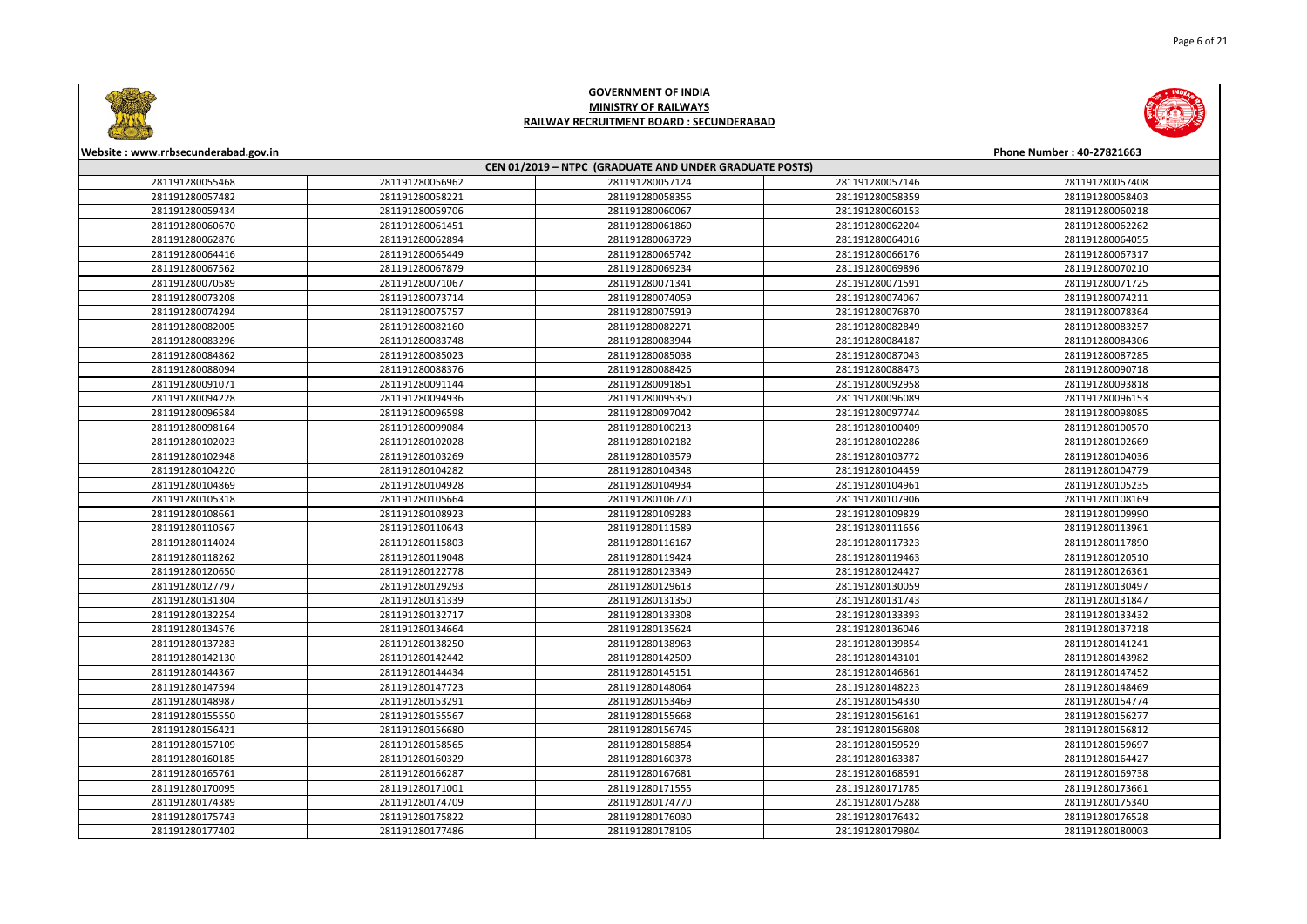**GOVERNMENT OF INDIA**
**MINISTRY OF RAILWAYS**
**RAILWAY RECRUITMENT BOARD : SECUNDERABAD**

**Website : www.rrbsecunderabad.gov.in** | **Phone Number : 40-27821663**

**CEN 01/2019 – NTPC (GRADUATE AND UNDER GRADUATE POSTS)**

| | | | | |
|---|---|---|---|---|
| 281191280055468 | 281191280056962 | 281191280057124 | 281191280057146 | 281191280057408 |
| 281191280057482 | 281191280058221 | 281191280058356 | 281191280058359 | 281191280058403 |
| 281191280059434 | 281191280059706 | 281191280060067 | 281191280060153 | 281191280060218 |
| 281191280060670 | 281191280061451 | 281191280061860 | 281191280062204 | 281191280062262 |
| 281191280062876 | 281191280062894 | 281191280063729 | 281191280064016 | 281191280064055 |
| 281191280064416 | 281191280065449 | 281191280065742 | 281191280066176 | 281191280067317 |
| 281191280067562 | 281191280067879 | 281191280069234 | 281191280069896 | 281191280070210 |
| 281191280070589 | 281191280071067 | 281191280071341 | 281191280071591 | 281191280071725 |
| 281191280073208 | 281191280073714 | 281191280074059 | 281191280074067 | 281191280074211 |
| 281191280074294 | 281191280075757 | 281191280075919 | 281191280076870 | 281191280078364 |
| 281191280082005 | 281191280082160 | 281191280082271 | 281191280082849 | 281191280083257 |
| 281191280083296 | 281191280083748 | 281191280083944 | 281191280084187 | 281191280084306 |
| 281191280084862 | 281191280085023 | 281191280085038 | 281191280087043 | 281191280087285 |
| 281191280088094 | 281191280088376 | 281191280088426 | 281191280088473 | 281191280090718 |
| 281191280091071 | 281191280091144 | 281191280091851 | 281191280092958 | 281191280093818 |
| 281191280094228 | 281191280094936 | 281191280095350 | 281191280096089 | 281191280096153 |
| 281191280096584 | 281191280096598 | 281191280097042 | 281191280097744 | 281191280098085 |
| 281191280098164 | 281191280099084 | 281191280100213 | 281191280100409 | 281191280100570 |
| 281191280102023 | 281191280102182 | 281191280102286 | 281191280102669 | |
| 281191280102948 | 281191280103269 | 281191280103579 | 281191280103772 | 281191280104036 |
| 281191280104220 | 281191280104282 | 281191280104348 | 281191280104459 | 281191280104779 |
| 281191280104869 | 281191280104928 | 281191280104934 | 281191280104961 | 281191280105235 |
| 281191280105318 | 281191280105664 | 281191280106770 | 281191280107906 | 281191280108169 |
| 281191280108661 | 281191280108923 | 281191280109283 | 281191280109829 | 281191280109990 |
| 281191280110567 | 281191280110643 | 281191280111589 | 281191280111656 | 281191280113961 |
| 281191280114024 | 281191280115803 | 281191280116167 | 281191280117323 | 281191280117890 |
| 281191280118262 | 281191280119048 | 281191280119424 | 281191280119463 | 281191280120510 |
| 281191280120650 | 281191280122778 | 281191280123349 | 281191280124427 | 281191280126361 |
| 281191280127797 | 281191280129293 | 281191280129613 | 281191280130059 | 281191280130497 |
| 281191280131304 | 281191280131339 | 281191280131350 | 281191280131743 | 281191280131847 |
| 281191280132254 | 281191280132717 | 281191280133308 | 281191280133393 | 281191280133432 |
| 281191280134576 | 281191280134664 | 281191280135624 | 281191280136046 | 281191280137218 |
| 281191280137283 | 281191280138250 | 281191280138963 | 281191280139854 | 281191280141241 |
| 281191280142130 | 281191280142442 | 281191280142509 | 281191280143101 | 281191280143982 |
| 281191280144367 | 281191280144434 | 281191280145151 | 281191280146861 | 281191280147452 |
| 281191280147594 | 281191280147723 | 281191280148064 | 281191280148223 | 281191280148469 |
| 281191280148987 | 281191280153291 | 281191280153469 | 281191280154330 | 281191280154774 |
| 281191280155550 | 281191280155567 | 281191280155668 | 281191280156161 | 281191280156277 |
| 281191280156421 | 281191280156680 | 281191280156746 | 281191280156808 | 281191280156812 |
| 281191280157109 | 281191280158565 | 281191280158854 | 281191280159529 | 281191280159697 |
| 281191280160185 | 281191280160329 | 281191280160378 | 281191280163387 | 281191280164427 |
| 281191280165761 | 281191280166287 | 281191280167681 | 281191280168591 | 281191280169738 |
| 281191280170095 | 281191280171001 | 281191280171555 | 281191280171785 | 281191280173661 |
| 281191280174389 | 281191280174709 | 281191280174770 | 281191280175288 | 281191280175340 |
| 281191280175743 | 281191280175822 | 281191280176030 | 281191280176432 | 281191280176528 |
| 281191280177402 | 281191280177486 | 281191280178106 | 281191280179804 | 281191280180003 |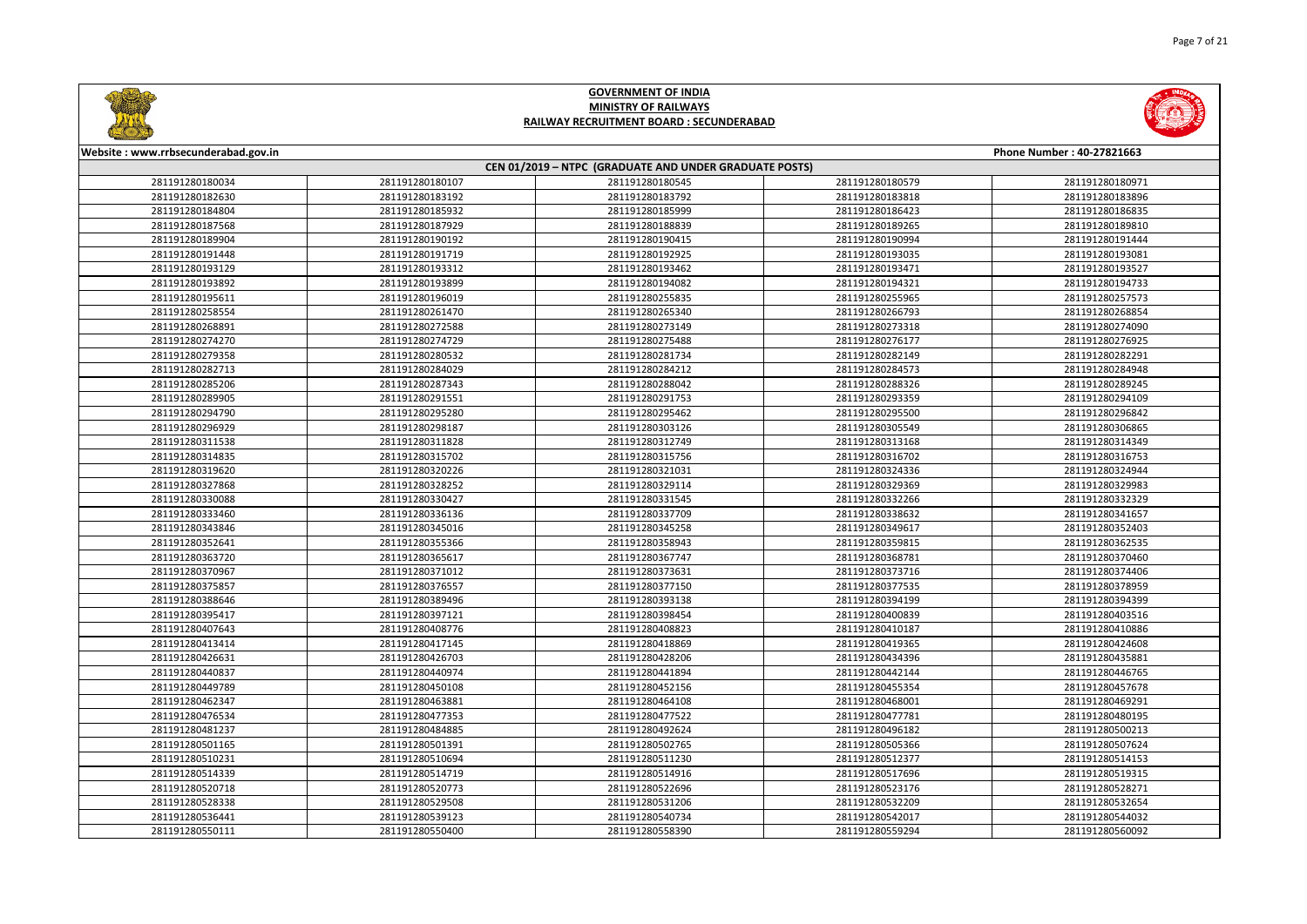# GOVERNMENT OF INDIA
## MINISTRY OF RAILWAYS
### RAILWAY RECRUITMENT BOARD : SECUNDERABAD

Website : www.rrbsecunderabad.gov.in | Phone Number : 40-27821663

**CEN 01/2019 – NTPC (GRADUATE AND UNDER GRADUATE POSTS)**

| | | | | |
|---|---|---|---|---|
| 281191280180034 | 281191280180107 | 281191280180545 | 281191280180579 | 281191280180971 |
| 281191280182630 | 281191280183192 | 281191280183792 | 281191280183818 | 281191280183896 |
| 281191280184804 | 281191280185932 | 281191280185999 | 281191280186423 | 281191280186835 |
| 281191280187568 | 281191280187929 | 281191280188839 | 281191280189265 | 281191280189810 |
| 281191280189904 | 281191280190192 | 281191280190415 | 281191280190994 | 281191280191444 |
| 281191280191448 | 281191280191719 | 281191280192925 | 281191280193035 | 281191280193081 |
| 281191280193129 | 281191280193312 | 281191280193462 | 281191280193471 | 281191280193527 |
| 281191280193892 | 281191280193899 | 281191280194082 | 281191280194321 | 281191280194733 |
| 281191280195611 | 281191280196019 | 281191280255835 | 281191280255965 | 281191280257573 |
| 281191280258554 | 281191280261470 | 281191280265340 | 281191280266793 | 281191280268854 |
| 281191280268891 | 281191280272588 | 281191280273149 | 281191280273318 | 281191280274090 |
| 281191280274270 | 281191280274729 | 281191280275488 | 281191280276177 | 281191280276925 |
| 281191280279358 | 281191280280532 | 281191280281734 | 281191280282149 | 281191280282291 |
| 281191280282713 | 281191280284029 | 281191280284212 | 281191280284573 | 281191280284948 |
| 281191280285206 | 281191280287343 | 281191280288042 | 281191280288326 | 281191280289245 |
| 281191280289905 | 281191280291551 | 281191280291753 | 281191280293359 | 281191280294109 |
| 281191280294790 | 281191280295280 | 281191280295462 | 281191280295500 | 281191280296842 |
| 281191280296929 | 281191280298187 | 281191280303126 | 281191280305549 | 281191280306865 |
| 281191280311538 | 281191280311828 | 281191280312749 | 281191280313168 | 281191280314349 |
| 281191280314835 | 281191280315702 | 281191280315756 | 281191280316702 | 281191280316753 |
| 281191280319620 | 281191280320226 | 281191280321031 | 281191280324336 | 281191280324944 |
| 281191280327868 | 281191280328252 | 281191280329114 | 281191280329369 | 281191280329983 |
| 281191280330088 | 281191280330427 | 281191280331545 | 281191280332266 | 281191280332329 |
| 281191280333460 | 281191280336136 | 281191280337709 | 281191280338632 | 281191280341657 |
| 281191280343846 | 281191280345016 | 281191280345258 | 281191280349617 | 281191280352403 |
| 281191280352641 | 281191280355366 | 281191280358943 | 281191280359815 | 281191280362535 |
| 281191280363720 | 281191280365617 | 281191280367747 | 281191280368781 | 281191280370460 |
| 281191280370967 | 281191280371012 | 281191280373631 | 281191280373716 | 281191280374406 |
| 281191280375857 | 281191280376557 | 281191280377150 | 281191280377535 | 281191280378959 |
| 281191280388646 | 281191280389496 | 281191280393138 | 281191280394199 | 281191280394399 |
| 281191280395417 | 281191280397121 | 281191280398454 | 281191280400839 | 281191280403516 |
| 281191280407643 | 281191280408776 | 281191280408823 | 281191280410187 | 281191280410886 |
| 281191280413414 | 281191280417145 | 281191280418869 | 281191280419365 | 281191280424608 |
| 281191280426631 | 281191280426703 | 281191280428206 | 281191280434396 | 281191280435881 |
| 281191280440837 | 281191280440974 | 281191280441894 | 281191280442144 | 281191280446765 |
| 281191280449789 | 281191280450108 | 281191280452156 | 281191280455354 | 281191280457678 |
| 281191280462347 | 281191280463881 | 281191280464108 | 281191280468001 | 281191280469291 |
| 281191280476534 | 281191280477353 | 281191280477522 | 281191280477781 | 281191280480195 |
| 281191280481237 | 281191280484885 | 281191280492624 | 281191280496182 | 281191280500213 |
| 281191280501165 | 281191280501391 | 281191280502765 | 281191280505366 | 281191280507624 |
| 281191280510231 | 281191280510694 | 281191280511230 | 281191280512377 | 281191280514153 |
| 281191280514339 | 281191280514719 | 281191280514916 | 281191280517696 | 281191280519315 |
| 281191280520718 | 281191280520773 | 281191280522696 | 281191280523176 | 281191280528271 |
| 281191280528338 | 281191280529508 | 281191280531206 | 281191280532209 | 281191280532654 |
| 281191280536441 | 281191280539123 | 281191280540734 | 281191280542017 | 281191280544032 |
| 281191280550111 | 281191280550400 | 281191280558390 | 281191280559294 | 281191280560092 |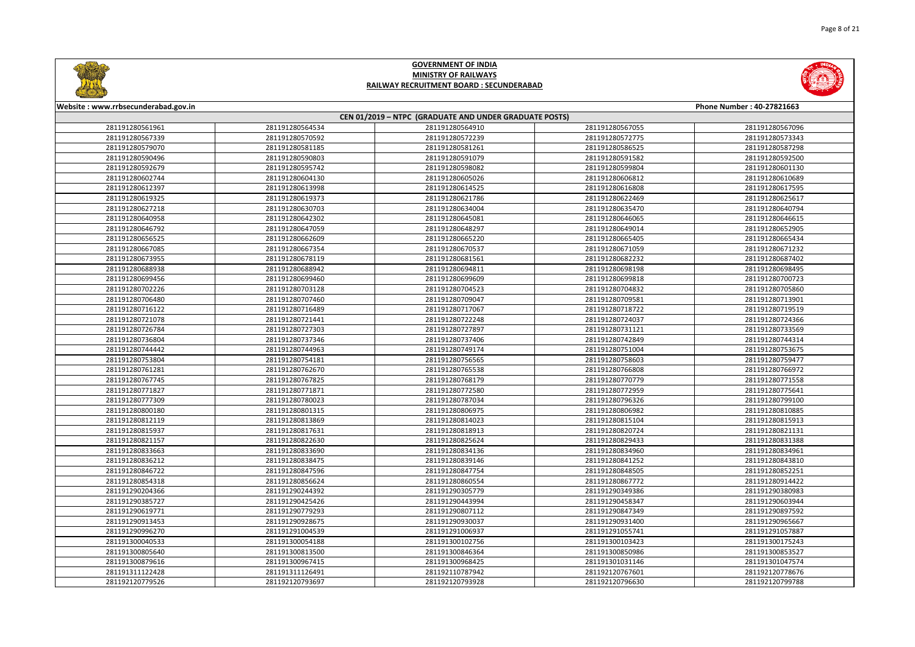# GOVERNMENT OF INDIA
## MINISTRY OF RAILWAYS
### RAILWAY RECRUITMENT BOARD : SECUNDERABAD

Website : www.rrbsecunderabad.gov.in

Phone Number : 40-27821663

CEN 01/2019 – NTPC (GRADUATE AND UNDER GRADUATE POSTS)

| | | | | |
|---|---|---|---|---|
| 281191280561961 | 281191280564534 | 281191280564910 | 281191280567055 | 281191280567096 |
| 281191280567339 | 281191280570592 | 281191280572239 | 281191280572775 | 281191280573343 |
| 281191280579070 | 281191280581185 | 281191280581261 | 281191280586525 | 281191280587298 |
| 281191280590496 | 281191280590803 | 281191280591079 | 281191280591582 | 281191280592500 |
| 281191280592679 | 281191280595742 | 281191280598082 | 281191280599804 | 281191280601130 |
| 281191280602744 | 281191280604130 | 281191280605026 | 281191280606812 | 281191280610689 |
| 281191280612397 | 281191280613998 | 281191280614525 | 281191280616808 | 281191280617595 |
| 281191280619325 | 281191280619373 | 281191280621786 | 281191280622469 | 281191280625617 |
| 281191280627218 | 281191280630703 | 281191280634004 | 281191280635470 | 281191280640794 |
| 281191280640958 | 281191280642302 | 281191280645081 | 281191280646065 | 281191280646615 |
| 281191280646792 | 281191280647059 | 281191280648297 | 281191280649014 | 281191280652905 |
| 281191280656525 | 281191280662609 | 281191280665220 | 281191280665405 | 281191280665434 |
| 281191280667085 | 281191280667354 | 281191280670537 | 281191280671059 | 281191280671232 |
| 281191280673955 | 281191280678119 | 281191280681561 | 281191280682232 | 281191280687402 |
| 281191280688938 | 281191280688942 | 281191280694811 | 281191280698198 | 281191280698495 |
| 281191280699456 | 281191280699460 | 281191280699609 | 281191280699818 | 281191280700723 |
| 281191280702226 | 281191280703128 | 281191280704523 | 281191280704832 | 281191280705860 |
| 281191280706480 | 281191280707460 | 281191280709047 | 281191280709581 | 281191280713901 |
| 281191280716122 | 281191280716489 | 281191280717067 | 281191280718722 | 281191280719519 |
| 281191280721078 | 281191280721441 | 281191280722248 | 281191280724037 | 281191280724366 |
| 281191280726784 | 281191280727303 | 281191280727897 | 281191280731121 | 281191280733569 |
| 281191280736804 | 281191280737346 | 281191280737406 | 281191280742849 | 281191280744314 |
| 281191280744442 | 281191280744963 | 281191280749174 | 281191280751004 | 281191280753675 |
| 281191280753804 | 281191280754181 | 281191280756565 | 281191280758603 | 281191280759477 |
| 281191280761281 | 281191280762670 | 281191280765538 | 281191280766808 | 281191280766972 |
| 281191280767745 | 281191280767825 | 281191280768179 | 281191280770779 | 281191280771558 |
| 281191280771827 | 281191280771871 | 281191280772580 | 281191280772959 | 281191280775641 |
| 281191280777309 | 281191280780023 | 281191280787034 | 281191280796326 | 281191280799100 |
| 281191280800180 | 281191280801315 | 281191280806975 | 281191280806982 | 281191280810885 |
| 281191280812119 | 281191280813869 | 281191280814023 | 281191280815104 | 281191280815913 |
| 281191280815937 | 281191280817631 | 281191280818913 | 281191280820724 | 281191280821131 |
| 281191280821157 | 281191280822630 | 281191280825624 | 281191280829433 | 281191280831388 |
| 281191280833663 | 281191280833690 | 281191280834136 | 281191280834960 | 281191280834961 |
| 281191280836212 | 281191280838475 | 281191280839146 | 281191280841252 | 281191280843810 |
| 281191280846722 | 281191280847596 | 281191280847754 | 281191280848505 | 281191280852251 |
| 281191280854318 | 281191280856624 | 281191280860554 | 281191280867772 | 281191280914422 |
| 281191290204366 | 281191290244392 | 281191290305779 | 281191290349386 | 281191290380983 |
| 281191290385727 | 281191290425426 | 281191290443994 | 281191290458347 | 281191290603944 |
| 281191290619771 | 281191290779293 | 281191290807112 | 281191290847349 | 281191290897592 |
| 281191290913453 | 281191290928675 | 281191290930037 | 281191290931400 | 281191290965667 |
| 281191290996270 | 281191291004539 | 281191291006937 | 281191291055741 | 281191291057887 |
| 281191300040533 | 281191300054188 | 281191300102756 | 281191300103423 | 281191300175243 |
| 281191300805640 | 281191300813500 | 281191300846364 | 281191300850986 | 281191300853527 |
| 281191300879616 | 281191300967415 | 281191300968425 | 281191301031146 | 281191301047574 |
| 281191311122428 | 281191311126491 | 281192110787942 | 281192120767601 | 281192120778676 |
| 281192120779526 | 281192120793697 | 281192120793928 | 281192120796630 | 281192120799788 |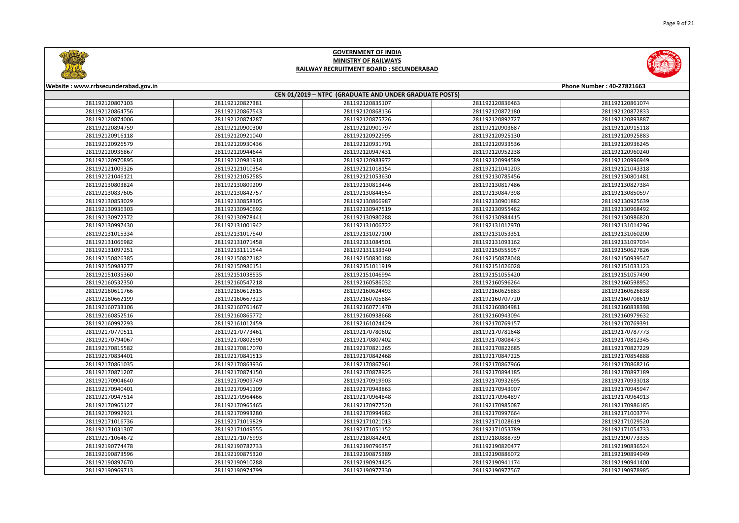**GOVERNMENT OF INDIA**
**MINISTRY OF RAILWAYS**
**RAILWAY RECRUITMENT BOARD : SECUNDERABAD**

Website : www.rrbsecunderabad.gov.in

Phone Number : 40-27821663

**CEN 01/2019 – NTPC (GRADUATE AND UNDER GRADUATE POSTS)**

| | | | | |
|---|---|---|---|---|
| 281192120807103 | 281192120827381 | 281192120835107 | 281192120836463 | 281192120861074 |
| 281192120864756 | 281192120867543 | 281192120868136 | 281192120872180 | 281192120872833 |
| 281192120874006 | 281192120874287 | 281192120875726 | 281192120892727 | 281192120893887 |
| 281192120894759 | 281192120900300 | 281192120901797 | 281192120903687 | 281192120915118 |
| 281192120916118 | 281192120921040 | 281192120922995 | 281192120925130 | 281192120925883 |
| 281192120926579 | 281192120930436 | 281192120931791 | 281192120933536 | 281192120936245 |
| 281192120936867 | 281192120944644 | 281192120947431 | 281192120952238 | 281192120960240 |
| 281192120970895 | 281192120981918 | 281192120983972 | 281192120994589 | 281192120996949 |
| 281192121009326 | 281192121010354 | 281192121018154 | 281192121041203 | 281192121043318 |
| 281192121046121 | 281192121052585 | 281192121053630 | 281192130785456 | 281192130801481 |
| 281192130803824 | 281192130809209 | 281192130813446 | 281192130817486 | 281192130827384 |
| 281192130837605 | 281192130842757 | 281192130844554 | 281192130847398 | 281192130850597 |
| 281192130853029 | 281192130858305 | 281192130866987 | 281192130901882 | 281192130925639 |
| 281192130936303 | 281192130940692 | 281192130947519 | 281192130955462 | 281192130968492 |
| 281192130972372 | 281192130978441 | 281192130980288 | 281192130984415 | 281192130986820 |
| 281192130997430 | 281192131001942 | 281192131006722 | 281192131012970 | 281192131014296 |
| 281192131015334 | 281192131017540 | 281192131027100 | 281192131053351 | 281192131060200 |
| 281192131066982 | 281192131071458 | 281192131084501 | 281192131093162 | 281192131097034 |
| 281192131097251 | 281192131133340 | 281192150555957 | 281192150627826 | 281192150627826 |
| 281192150826385 | 281192150827182 | 281192150830188 | 281192150878048 | 281192150939547 |
| 281192150983277 | 281192150986151 | 281192151011919 | 281192151026028 | 281192151033123 |
| 281192151035360 | 281192151038535 | 281192151046994 | 281192151055420 | 281192151057490 |
| 281192160532350 | 281192160547218 | 281192160586032 | 281192160596264 | 281192160598952 |
| 281192160611766 | 281192160612815 | 281192160624493 | 281192160625883 | 281192160626838 |
| 281192160662199 | 281192160667323 | 281192160705884 | 281192160707720 | 281192160708619 |
| 281192160733106 | 281192160761467 | 281192160771470 | 281192160804981 | 281192160838398 |
| 281192160852516 | 281192160865772 | 281192160938668 | 281192160943094 | 281192160979632 |
| 281192160992293 | 281192161012459 | 281192161024429 | 281192170769157 | 281192170769391 |
| 281192170770511 | 281192170773461 | 281192170780602 | 281192170781648 | 281192170787773 |
| 281192170794067 | 281192170802590 | 281192170807402 | 281192170808473 | 281192170812345 |
| 281192170815582 | 281192170817070 | 281192170821265 | 281192170822685 | 281192170827229 |
| 281192170834401 | 281192170841513 | 281192170842468 | 281192170847225 | 281192170854888 |
| 281192170861035 | 281192170863936 | 281192170867961 | 281192170867966 | 281192170868216 |
| 281192170871207 | 281192170874150 | 281192170878925 | 281192170894185 | 281192170897189 |
| 281192170904640 | 281192170909749 | 281192170919903 | 281192170932695 | 281192170933018 |
| 281192170940401 | 281192170941109 | 281192170943863 | 281192170943907 | 281192170945947 |
| 281192170947514 | 281192170964466 | 281192170964848 | 281192170964897 | 281192170964913 |
| 281192170965127 | 281192170965465 | 281192170977520 | 281192170985087 | 281192170986185 |
| 281192170992921 | 281192170993280 | 281192170994982 | 281192170997664 | 281192171003774 |
| 281192171016736 | 281192171019829 | 281192171021013 | 281192171028619 | 281192171029520 |
| 281192171031307 | 281192171049555 | 281192171051152 | 281192171053789 | 281192171054733 |
| 281192171064672 | 281192171076993 | 281192180842491 | 281192180888739 | 281192190773335 |
| 281192190774478 | 281192190782733 | 281192190796357 | 281192190820477 | 281192190836524 |
| 281192190873596 | 281192190875320 | 281192190875389 | 281192190886072 | 281192190894949 |
| 281192190897670 | 281192190910288 | 281192190924425 | 281192190941174 | 281192190941400 |
| 281192190969713 | 281192190974799 | 281192190977330 | 281192190977567 | 281192190978985 |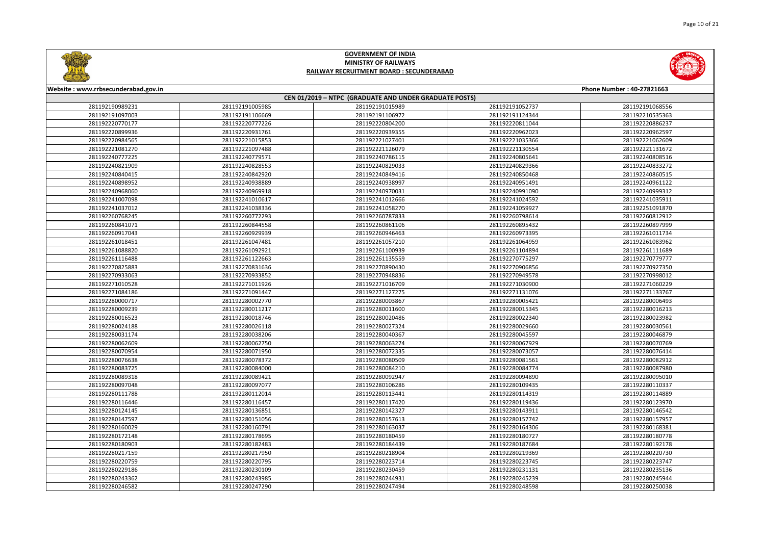# GOVERNMENT OF INDIA
## MINISTRY OF RAILWAYS
## RAILWAY RECRUITMENT BOARD : SECUNDERABAD

Website : www.rrbsecunderabad.gov.in | Phone Number : 40-27821663

### CEN 01/2019 – NTPC (GRADUATE AND UNDER GRADUATE POSTS)

| | | | | |
|---|---|---|---|---|
| 281192190989231 | 281192191005985 | 281192191015989 | 281192191052737 | 281192191068556 |
| 281192191097003 | 281192191106669 | 281192191106972 | 281192191124344 | 281192210535363 |
| 281192220770177 | 281192220777226 | 281192220804200 | 281192220811044 | 281192220886237 |
| 281192220899936 | 281192220931761 | 281192220939355 | 281192220962023 | 281192220962597 |
| 281192220984565 | 281192221015853 | 281192221027401 | 281192221035366 | 281192221062609 |
| 281192221081270 | 281192221097488 | 281192221126079 | 281192221130554 | 281192221131672 |
| 281192240777225 | 281192240779571 | 281192240786115 | 281192240805641 | 281192240808516 |
| 281192240821909 | 281192240828553 | 281192240829033 | 281192240829366 | 281192240833272 |
| 281192240840415 | 281192240842920 | 281192240849416 | 281192240850468 | 281192240860515 |
| 281192240898952 | 281192240938889 | 281192240938997 | 281192240951491 | 281192240961122 |
| 281192240968060 | 281192240969918 | 281192240970031 | 281192240990090 | 281192240999312 |
| 281192241007098 | 281192241010617 | 281192241012666 | 281192241024592 | 281192241035911 |
| 281192241037012 | 281192241038336 | 281192241058270 | 281192241059927 | 281192251091870 |
| 281192260768245 | 281192260772293 | 281192260787833 | 281192260798614 | 281192260812912 |
| 281192260841071 | 281192260844558 | 281192260861106 | 281192260895432 | 281192260897999 |
| 281192260917043 | 281192260929939 | 281192260946463 | 281192260973395 | 281192261011734 |
| 281192261018451 | 281192261047481 | 281192261057210 | 281192261064959 | 281192261083962 |
| 281192261088820 | 281192261092921 | 281192261100939 | 281192261104894 | 281192261111689 |
| 281192261116488 | 281192261122663 | 281192261135559 | 281192270775297 | 281192270779777 |
| 281192270825883 | 281192270831636 | 281192270890430 | 281192270906856 | 281192270927350 |
| 281192270933063 | 281192270933852 | 281192270948836 | 281192270949578 | 281192270998012 |
| 281192271010528 | 281192271011926 | 281192271016709 | 281192271030900 | 281192271060229 |
| 281192271084186 | 281192271091447 | 281192271127275 | 281192271131076 | 281192271133767 |
| 281192280000717 | 281192280002770 | 281192280003867 | 281192280005421 | 281192280006493 |
| 281192280009239 | 281192280011217 | 281192280011600 | 281192280015345 | 281192280016213 |
| 281192280016523 | 281192280018746 | 281192280020486 | 281192280022340 | 281192280023982 |
| 281192280024188 | 281192280026118 | 281192280027324 | 281192280029660 | 281192280030561 |
| 281192280031174 | 281192280038206 | 281192280040367 | 281192280045597 | 281192280046879 |
| 281192280062609 | 281192280062750 | 281192280063274 | 281192280067929 | 281192280070769 |
| 281192280070954 | 281192280071950 | 281192280072335 | 281192280073057 | 281192280076414 |
| 281192280076638 | 281192280078372 | 281192280080509 | 281192280081561 | 281192280082912 |
| 281192280083725 | 281192280084000 | 281192280084210 | 281192280084774 | 281192280087980 |
| 281192280089318 | 281192280089421 | 281192280092947 | 281192280094890 | 281192280095010 |
| 281192280097048 | 281192280097077 | 281192280106286 | 281192280109435 | 281192280110337 |
| 281192280111788 | 281192280112014 | 281192280113441 | 281192280114319 | 281192280114889 |
| 281192280116446 | 281192280116457 | 281192280117420 | 281192280119436 | 281192280123970 |
| 281192280124145 | 281192280136851 | 281192280142327 | 281192280143911 | 281192280146542 |
| 281192280147597 | 281192280151056 | 281192280157613 | 281192280157742 | 281192280157957 |
| 281192280160029 | 281192280160791 | 281192280163037 | 281192280164306 | 281192280168381 |
| 281192280172148 | 281192280178695 | 281192280180459 | 281192280180727 | 281192280180778 |
| 281192280180903 | 281192280182483 | 281192280184439 | 281192280187684 | 281192280192178 |
| 281192280217159 | 281192280217950 | 281192280218904 | 281192280219369 | 281192280220730 |
| 281192280220759 | 281192280220795 | 281192280223714 | 281192280223745 | 281192280223747 |
| 281192280229186 | 281192280230109 | 281192280230459 | 281192280231131 | 281192280235136 |
| 281192280243362 | 281192280243985 | 281192280244931 | 281192280245239 | 281192280245944 |
| 281192280246582 | 281192280247290 | 281192280247494 | 281192280248598 | 281192280250038 |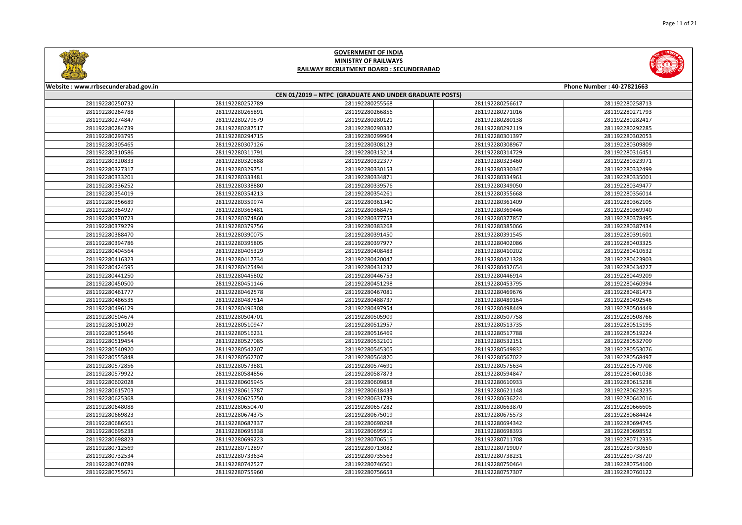# GOVERNMENT OF INDIA
## MINISTRY OF RAILWAYS
### RAILWAY RECRUITMENT BOARD : SECUNDERABAD

Website : www.rrbsecunderabad.gov.in | Phone Number : 40-27821663

**CEN 01/2019 – NTPC (GRADUATE AND UNDER GRADUATE POSTS)**

| | | | | |
|---|---|---|---|---|
| 281192280250732 | 281192280252789 | 281192280255568 | 281192280256617 | 281192280258713 |
| 281192280264788 | 281192280265891 | 281192280266856 | 281192280271016 | 281192280271793 |
| 281192280274847 | 281192280279579 | 281192280280121 | 281192280280138 | 281192280282417 |
| 281192280284739 | 281192280287517 | 281192280290332 | 281192280292119 | 281192280292285 |
| 281192280293795 | 281192280294715 | 281192280299964 | 281192280301397 | 281192280302053 |
| 281192280305465 | 281192280307126 | 281192280308123 | 281192280308967 | 281192280309809 |
| 281192280310586 | 281192280311791 | 281192280313214 | 281192280314729 | 281192280316451 |
| 281192280320833 | 281192280320888 | 281192280322377 | 281192280323460 | 281192280323971 |
| 281192280327317 | 281192280329751 | 281192280330153 | 281192280330347 | 281192280332499 |
| 281192280333201 | 281192280333481 | 281192280334871 | 281192280334961 | 281192280335001 |
| 281192280336252 | 281192280338880 | 281192280339576 | 281192280349050 | 281192280349477 |
| 281192280354019 | 281192280354213 | 281192280354261 | 281192280355668 | 281192280356014 |
| 281192280356689 | 281192280359974 | 281192280361340 | 281192280361409 | 281192280362105 |
| 281192280364927 | 281192280366481 | 281192280368475 | 281192280369446 | 281192280369940 |
| 281192280370723 | 281192280374860 | 281192280377753 | 281192280377857 | 281192280378495 |
| 281192280379279 | 281192280379756 | 281192280383268 | 281192280385066 | 281192280387434 |
| 281192280388470 | 281192280390075 | 281192280391450 | 281192280391545 | 281192280391601 |
| 281192280394786 | 281192280395805 | 281192280397977 | 281192280402086 | 281192280403325 |
| 281192280404564 | 281192280405329 | 281192280408483 | 281192280410202 | 281192280410632 |
| 281192280416323 | 281192280417734 | 281192280420047 | 281192280421328 | 281192280423903 |
| 281192280424595 | 281192280425494 | 281192280431232 | 281192280432654 | 281192280434227 |
| 281192280441250 | 281192280445802 | 281192280446753 | 281192280446914 | 281192280449209 |
| 281192280450500 | 281192280451146 | 281192280451298 | 281192280453795 | 281192280460994 |
| 281192280461777 | 281192280462578 | 281192280467081 | 281192280469676 | 281192280481473 |
| 281192280486535 | 281192280487514 | 281192280488737 | 281192280489164 | 281192280492546 |
| 281192280496129 | 281192280496308 | 281192280497954 | 281192280498449 | 281192280504449 |
| 281192280504674 | 281192280504701 | 281192280505909 | 281192280507758 | 281192280508766 |
| 281192280510029 | 281192280510947 | 281192280512957 | 281192280513735 | 281192280515195 |
| 281192280515646 | 281192280516231 | 281192280516469 | 281192280517788 | 281192280519224 |
| 281192280519454 | 281192280527085 | 281192280532101 | 281192280532151 | 281192280532709 |
| 281192280540920 | 281192280542207 | 281192280545305 | 281192280549832 | 281192280553076 |
| 281192280555848 | 281192280562707 | 281192280564820 | 281192280567022 | 281192280568497 |
| 281192280572856 | 281192280573881 | 281192280574691 | 281192280575634 | 281192280579708 |
| 281192280579922 | 281192280584856 | 281192280587873 | 281192280594847 | 281192280601038 |
| 281192280602028 | 281192280605945 | 281192280609858 | 281192280610933 | 281192280615238 |
| 281192280615703 | 281192280615787 | 281192280618433 | 281192280621148 | 281192280623235 |
| 281192280625368 | 281192280625750 | 281192280631739 | 281192280636224 | 281192280642016 |
| 281192280648088 | 281192280650470 | 281192280657282 | 281192280663870 | 281192280666605 |
| 281192280669823 | 281192280674375 | 281192280675019 | 281192280675573 | 281192280684424 |
| 281192280686561 | 281192280687337 | 281192280690298 | 281192280694342 | 281192280694745 |
| 281192280695238 | 281192280695338 | 281192280695919 | 281192280698393 | 281192280698552 |
| 281192280698823 | 281192280699223 | 281192280706515 | 281192280711708 | 281192280712335 |
| 281192280712569 | 281192280712897 | 281192280713082 | 281192280719007 | 281192280730650 |
| 281192280732534 | 281192280733634 | 281192280735563 | 281192280738231 | 281192280738720 |
| 281192280740789 | 281192280742527 | 281192280746501 | 281192280750464 | 281192280754100 |
| 281192280755671 | 281192280755960 | 281192280756653 | 281192280757307 | 281192280760122 |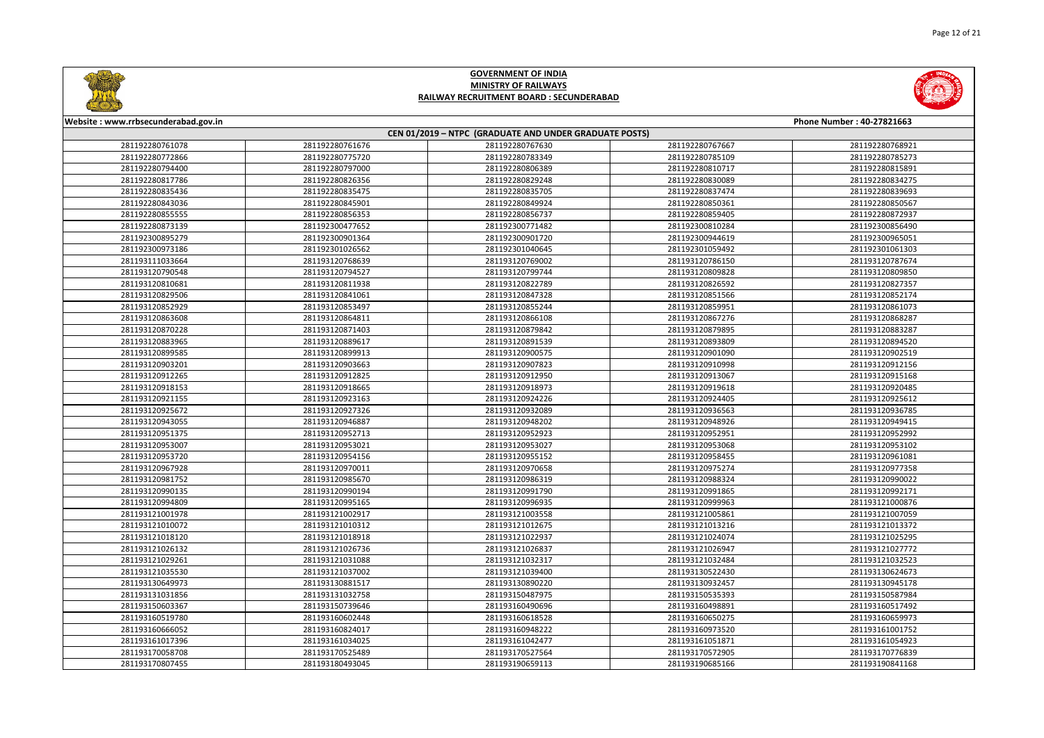# GOVERNMENT OF INDIA
## MINISTRY OF RAILWAYS
## RAILWAY RECRUITMENT BOARD : SECUNDERABAD

Website : www.rrbsecunderabad.gov.in | Phone Number : 40-27821663

**CEN 01/2019 – NTPC (GRADUATE AND UNDER GRADUATE POSTS)**

| | | | | |
|---|---|---|---|---|
| 281192280761078 | 281192280761676 | 281192280767630 | 281192280767667 | 281192280768921 |
| 281192280772866 | 281192280775720 | 281192280783349 | 281192280785109 | 281192280785273 |
| 281192280794400 | 281192280797000 | 281192280806389 | 281192280810717 | 281192280815891 |
| 281192280817786 | 281192280826356 | 281192280829248 | 281192280830089 | 281192280834275 |
| 281192280835436 | 281192280835475 | 281192280835705 | 281192280837474 | 281192280839693 |
| 281192280843036 | 281192280845901 | 281192280849924 | 281192280850361 | 281192280850567 |
| 281192280855555 | 281192280856353 | 281192280856737 | 281192280859405 | 281192280872937 |
| 281192280873139 | 281192300477652 | 281192300771482 | 281192300810284 | 281192300856490 |
| 281192300895279 | 281192300901364 | 281192300901720 | 281192300944619 | 281192300965051 |
| 281192300973186 | 281192301026562 | 281192301040645 | 281192301059492 | 281192301061303 |
| 281193111033664 | 281193120768639 | 281193120769002 | 281193120786150 | 281193120787674 |
| 281193120790548 | 281193120794527 | 281193120799744 | 281193120809828 | 281193120809850 |
| 281193120810681 | 281193120811938 | 281193120822789 | 281193120826592 | 281193120827357 |
| 281193120829506 | 281193120841061 | 281193120847328 | 281193120851566 | 281193120852174 |
| 281193120852929 | 281193120853497 | 281193120855244 | 281193120859951 | 281193120861073 |
| 281193120863608 | 281193120864811 | 281193120866108 | 281193120867276 | 281193120868287 |
| 281193120870228 | 281193120871403 | 281193120879842 | 281193120879895 | 281193120883287 |
| 281193120883965 | 281193120889617 | 281193120891539 | 281193120893809 | 281193120894520 |
| 281193120899585 | 281193120899913 | 281193120900575 | 281193120901090 | 281193120902519 |
| 281193120903201 | 281193120903663 | 281193120907823 | 281193120910998 | 281193120912156 |
| 281193120912265 | 281193120912825 | 281193120912950 | 281193120913067 | 281193120915168 |
| 281193120918153 | 281193120918665 | 281193120918973 | 281193120919618 | 281193120920485 |
| 281193120921155 | 281193120923163 | 281193120924226 | 281193120924405 | 281193120925612 |
| 281193120925672 | 281193120927326 | 281193120932089 | 281193120936563 | 281193120936785 |
| 281193120943055 | 281193120946887 | 281193120948202 | 281193120948926 | 281193120949415 |
| 281193120951375 | 281193120952713 | 281193120952923 | 281193120952951 | 281193120952992 |
| 281193120953007 | 281193120953021 | 281193120953027 | 281193120953068 | 281193120953102 |
| 281193120953720 | 281193120954156 | 281193120955152 | 281193120958455 | 281193120961081 |
| 281193120967928 | 281193120970011 | 281193120970658 | 281193120975274 | 281193120977358 |
| 281193120981752 | 281193120985670 | 281193120986319 | 281193120988324 | 281193120990022 |
| 281193120990135 | 281193120990194 | 281193120991790 | 281193120991865 | 281193120992171 |
| 281193120994809 | 281193120995165 | 281193120996935 | 281193120999963 | 281193121000876 |
| 281193121001978 | 281193121002917 | 281193121003558 | 281193121005861 | 281193121007059 |
| 281193121010072 | 281193121010312 | 281193121012675 | 281193121013216 | 281193121013372 |
| 281193121018120 | 281193121018918 | 281193121022937 | 281193121024074 | 281193121025295 |
| 281193121026132 | 281193121026736 | 281193121026837 | 281193121026947 | 281193121027772 |
| 281193121029261 | 281193121031088 | 281193121032317 | 281193121032484 | 281193121032523 |
| 281193121035530 | 281193121037002 | 281193121039400 | 281193130522430 | 281193130624673 |
| 281193130649973 | 281193130881517 | 281193130890220 | 281193130932457 | 281193130945178 |
| 281193131031856 | 281193131032758 | 281193150487975 | 281193150535393 | 281193150587984 |
| 281193150603367 | 281193150739646 | 281193160490696 | 281193160498891 | 281193160517492 |
| 281193160519780 | 281193160602448 | 281193160618528 | 281193160650275 | 281193160659973 |
| 281193160666052 | 281193160824017 | 281193160948222 | 281193160973520 | 281193161001752 |
| 281193161017396 | 281193161034025 | 281193161042477 | 281193161051871 | 281193161054923 |
| 281193170058708 | 281193170525489 | 281193170527564 | 281193170572905 | 281193170776839 |
| 281193170807455 | 281193180493045 | 281193190659113 | 281193190685166 | 281193190841168 |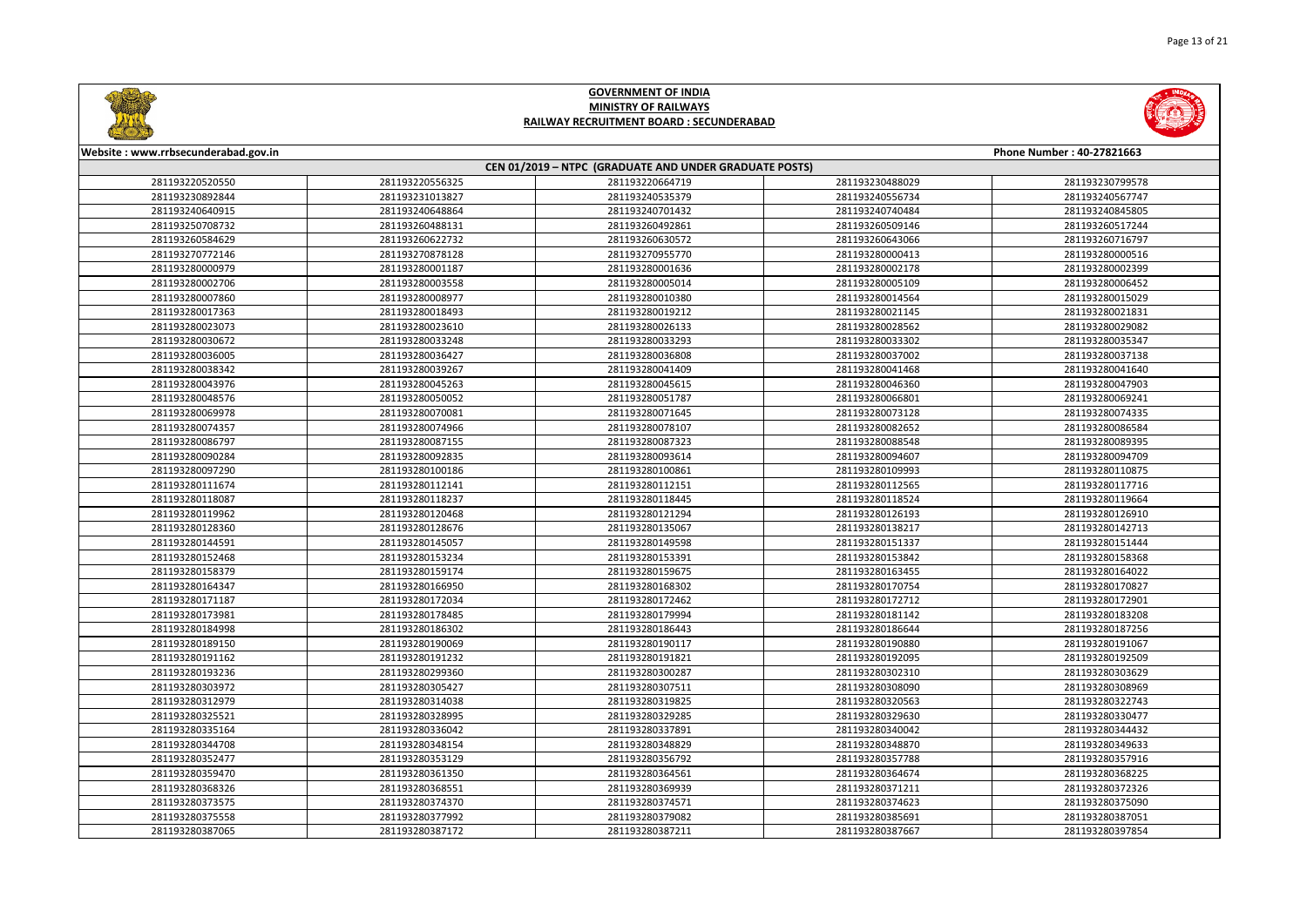# GOVERNMENT OF INDIA
## MINISTRY OF RAILWAYS
## RAILWAY RECRUITMENT BOARD : SECUNDERABAD

Website : www.rrbsecunderabad.gov.in | Phone Number : 40-27821663

### CEN 01/2019 – NTPC (GRADUATE AND UNDER GRADUATE POSTS)

| | | | | |
|---|---|---|---|---|
| 281193220520550 | 281193220556325 | 281193220664719 | 281193230488029 | 281193230799578 |
| 281193230892844 | 281193231013827 | 281193240535379 | 281193240556734 | 281193240567747 |
| 281193240640915 | 281193240648864 | 281193240701432 | 281193240740484 | 281193240845805 |
| 281193250708732 | 281193260488131 | 281193260492861 | 281193260509146 | 281193260517244 |
| 281193260584629 | 281193260622732 | 281193260630572 | 281193260643066 | 281193260716797 |
| 281193270772146 | 281193270878128 | 281193270955770 | 281193280000413 | 281193280000516 |
| 281193280000979 | 281193280001187 | 281193280001636 | 281193280002178 | 281193280002399 |
| 281193280002706 | 281193280003558 | 281193280005014 | 281193280005109 | 281193280006452 |
| 281193280007860 | 281193280008977 | 281193280010380 | 281193280014564 | 281193280015029 |
| 281193280017363 | 281193280018493 | 281193280019212 | 281193280021145 | 281193280021831 |
| 281193280023073 | 281193280023610 | 281193280026133 | 281193280028562 | 281193280029082 |
| 281193280030672 | 281193280033248 | 281193280033293 | 281193280033302 | 281193280035347 |
| 281193280036005 | 281193280036427 | 281193280036808 | 281193280037002 | 281193280037138 |
| 281193280038342 | 281193280039267 | 281193280041409 | 281193280041468 | 281193280041640 |
| 281193280043976 | 281193280045263 | 281193280045615 | 281193280046360 | 281193280047903 |
| 281193280048576 | 281193280050052 | 281193280051787 | 281193280066801 | 281193280069241 |
| 281193280069978 | 281193280070081 | 281193280071645 | 281193280073128 | 281193280074335 |
| 281193280074357 | 281193280074966 | 281193280078107 | 281193280082652 | 281193280086584 |
| 281193280086797 | 281193280087155 | 281193280087323 | 281193280088548 | 281193280089395 |
| 281193280090284 | 281193280092835 | 281193280093614 | 281193280094607 | 281193280094709 |
| 281193280097290 | 281193280100186 | 281193280100861 | 281193280109993 | 281193280110875 |
| 281193280111674 | 281193280112141 | 281193280112151 | 281193280112565 | 281193280117716 |
| 281193280118087 | 281193280118237 | 281193280118445 | 281193280118524 | 281193280119664 |
| 281193280119962 | 281193280120468 | 281193280121294 | 281193280126193 | 281193280126910 |
| 281193280128360 | 281193280128676 | 281193280135067 | 281193280138217 | 281193280142713 |
| 281193280144591 | 281193280145057 | 281193280149598 | 281193280151337 | 281193280151444 |
| 281193280152468 | 281193280153234 | 281193280153391 | 281193280153842 | 281193280158368 |
| 281193280158379 | 281193280159174 | 281193280159675 | 281193280163455 | 281193280164022 |
| 281193280164347 | 281193280166950 | 281193280168302 | 281193280170754 | 281193280170827 |
| 281193280171187 | 281193280172034 | 281193280172462 | 281193280172712 | 281193280172901 |
| 281193280173981 | 281193280178485 | 281193280179994 | 281193280181142 | 281193280183208 |
| 281193280184998 | 281193280186302 | 281193280186443 | 281193280186644 | 281193280187256 |
| 281193280189150 | 281193280190069 | 281193280190117 | 281193280190880 | 281193280191067 |
| 281193280191162 | 281193280191232 | 281193280191821 | 281193280192095 | 281193280192509 |
| 281193280193236 | 281193280299360 | 281193280300287 | 281193280302310 | 281193280303629 |
| 281193280303972 | 281193280305427 | 281193280307511 | 281193280308090 | 281193280308969 |
| 281193280312979 | 281193280314038 | 281193280319825 | 281193280320563 | 281193280322743 |
| 281193280325521 | 281193280328995 | 281193280329285 | 281193280329630 | 281193280330477 |
| 281193280335164 | 281193280336042 | 281193280337891 | 281193280340042 | 281193280344432 |
| 281193280344708 | 281193280348154 | 281193280348829 | 281193280348870 | 281193280349633 |
| 281193280352477 | 281193280353129 | 281193280356792 | 281193280357788 | 281193280357916 |
| 281193280359470 | 281193280361350 | 281193280364561 | 281193280364674 | 281193280368225 |
| 281193280368326 | 281193280368551 | 281193280369939 | 281193280371211 | 281193280372326 |
| 281193280373575 | 281193280374370 | 281193280374571 | 281193280374623 | 281193280375090 |
| 281193280375558 | 281193280377992 | 281193280379082 | 281193280385691 | 281193280387051 |
| 281193280387065 | 281193280387172 | 281193280387211 | 281193280387667 | 281193280397854 |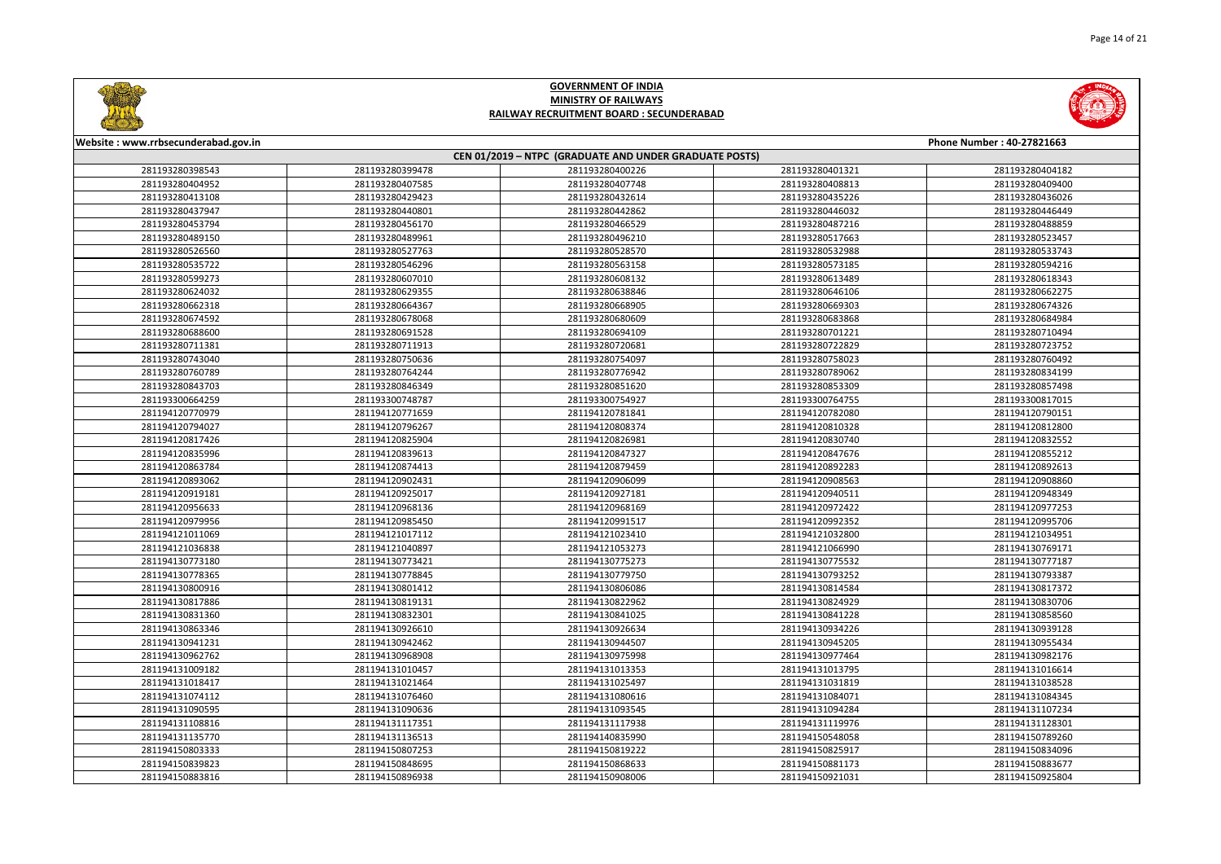# GOVERNMENT OF INDIA
## MINISTRY OF RAILWAYS
## RAILWAY RECRUITMENT BOARD : SECUNDERABAD

Website : www.rrbsecunderabad.gov.in | Phone Number : 40-27821663

**CEN 01/2019 – NTPC (GRADUATE AND UNDER GRADUATE POSTS)**

| | | | | |
|---|---|---|---|---|
| 281193280398543 | 281193280399478 | 281193280400226 | 281193280401321 | 281193280404182 |
| 281193280404952 | 281193280407585 | 281193280407748 | 281193280408813 | 281193280409400 |
| 281193280413108 | 281193280429423 | 281193280432614 | 281193280435226 | 281193280436026 |
| 281193280437947 | 281193280440801 | 281193280442862 | 281193280446032 | 281193280446449 |
| 281193280453794 | 281193280456170 | 281193280466529 | 281193280487216 | 281193280488859 |
| 281193280489150 | 281193280489961 | 281193280496210 | 281193280517663 | 281193280523457 |
| 281193280526560 | 281193280527763 | 281193280528570 | 281193280532988 | 281193280533743 |
| 281193280535722 | 281193280546296 | 281193280563158 | 281193280573185 | 281193280594216 |
| 281193280599273 | 281193280607010 | 281193280608132 | 281193280613489 | 281193280618343 |
| 281193280624032 | 281193280629355 | 281193280638846 | 281193280646106 | 281193280662275 |
| 281193280662318 | 281193280664367 | 281193280668905 | 281193280669303 | 281193280674326 |
| 281193280674592 | 281193280678068 | 281193280680609 | 281193280683868 | 281193280684984 |
| 281193280688600 | 281193280691528 | 281193280694109 | 281193280701221 | 281193280710494 |
| 281193280711381 | 281193280711913 | 281193280720681 | 281193280722829 | 281193280723752 |
| 281193280743040 | 281193280750636 | 281193280754097 | 281193280758023 | 281193280760492 |
| 281193280760789 | 281193280764244 | 281193280776942 | 281193280789062 | 281193280834199 |
| 281193280843703 | 281193280846349 | 281193280851620 | 281193280853309 | 281193280857498 |
| 281193300664259 | 281193300748787 | 281193300754927 | 281193300764755 | 281193300817015 |
| 281194120770979 | 281194120781659 | 281194120781841 | 281194120782080 | 281194120790151 |
| 281194120794027 | 281194120796267 | 281194120808374 | 281194120810328 | 281194120812800 |
| 281194120817426 | 281194120825904 | 281194120826981 | 281194120830740 | 281194120832552 |
| 281194120835996 | 281194120839613 | 281194120847327 | 281194120847676 | 281194120855212 |
| 281194120863784 | 281194120874413 | 281194120879459 | 281194120892283 | 281194120892613 |
| 281194120893062 | 281194120902431 | 281194120906099 | 281194120908563 | 281194120908860 |
| 281194120919181 | 281194120925017 | 281194120927181 | 281194120940511 | 281194120948349 |
| 281194120956633 | 281194120968136 | 281194120968169 | 281194120972422 | 281194120977253 |
| 281194120979956 | 281194120985450 | 281194120991517 | 281194120992352 | 281194120995706 |
| 281194121011069 | 281194121017112 | 281194121023410 | 281194121032800 | 281194121034951 |
| 281194121036838 | 281194121040897 | 281194121053273 | 281194121066990 | 281194130769171 |
| 281194130773180 | 281194130773421 | 281194130775273 | 281194130775532 | 281194130777187 |
| 281194130778365 | 281194130778845 | 281194130779750 | 281194130793252 | 281194130793387 |
| 281194130800916 | 281194130801412 | 281194130806086 | 281194130814584 | 281194130817372 |
| 281194130817886 | 281194130819131 | 281194130822962 | 281194130824929 | 281194130830706 |
| 281194130831360 | 281194130832301 | 281194130841025 | 281194130841228 | 281194130858560 |
| 281194130863346 | 281194130926610 | 281194130926634 | 281194130934226 | 281194130939128 |
| 281194130941231 | 281194130942462 | 281194130944507 | 281194130945205 | 281194130955434 |
| 281194130962762 | 281194130968908 | 281194130975998 | 281194130977464 | 281194130982176 |
| 281194131009182 | 281194131010457 | 281194131013353 | 281194131013795 | 281194131016614 |
| 281194131018417 | 281194131021464 | 281194131025497 | 281194131031819 | 281194131038528 |
| 281194131074112 | 281194131076460 | 281194131080616 | 281194131084071 | 281194131084345 |
| 281194131090595 | 281194131090636 | 281194131093545 | 281194131094284 | 281194131107234 |
| 281194131108816 | 281194131117351 | 281194131117938 | 281194131119976 | 281194131128301 |
| 281194131135770 | 281194131136513 | 281194140835990 | 281194150548058 | 281194150789260 |
| 281194150803333 | 281194150807253 | 281194150819222 | 281194150825917 | 281194150834096 |
| 281194150839823 | 281194150848695 | 281194150868633 | 281194150881173 | 281194150883677 |
| 281194150883816 | 281194150896938 | 281194150908006 | 281194150921031 | 281194150925804 |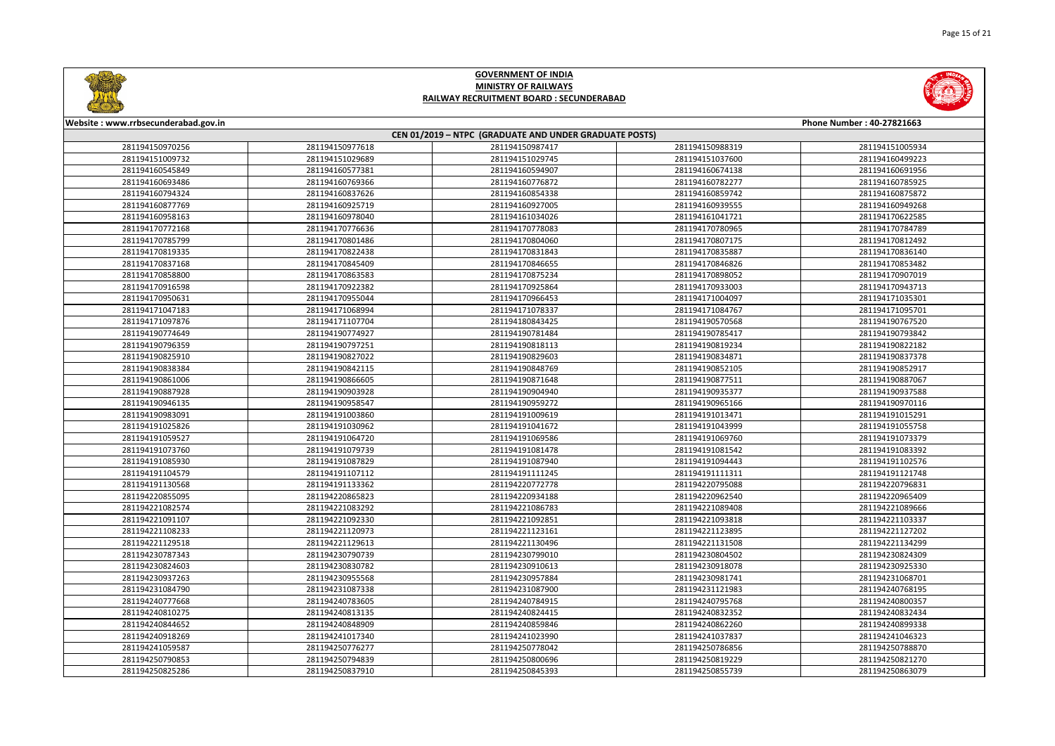# GOVERNMENT OF INDIA
## MINISTRY OF RAILWAYS
### RAILWAY RECRUITMENT BOARD : SECUNDERABAD

**Website : www.rrbsecunderabad.gov.in** **Phone Number : 40-27821663**

**CEN 01/2019 – NTPC (GRADUATE AND UNDER GRADUATE POSTS)**

| | | | | |
|---|---|---|---|---|
| 281194150970256 | 281194150977618 | 281194150987417 | 281194150988319 | 281194151005934 |
| 281194151009732 | 281194151029689 | 281194151029745 | 281194151037600 | 281194160499223 |
| 281194160545849 | 281194160577381 | 281194160594907 | 281194160674138 | 281194160691956 |
| 281194160693486 | 281194160769366 | 281194160776872 | 281194160782277 | 281194160785925 |
| 281194160794324 | 281194160837626 | 281194160854338 | 281194160859742 | 281194160875872 |
| 281194160877769 | 281194160925719 | 281194160927005 | 281194160939555 | 281194160949268 |
| 281194160958163 | 281194160978040 | 281194161034026 | 281194161041721 | 281194170622585 |
| 281194170772168 | 281194170776636 | 281194170778083 | 281194170780965 | 281194170784789 |
| 281194170785799 | 281194170801486 | 281194170804060 | 281194170807175 | 281194170812492 |
| 281194170819335 | 281194170822438 | 281194170831843 | 281194170835887 | 281194170836140 |
| 281194170837168 | 281194170845409 | 281194170846655 | 281194170846826 | 281194170853482 |
| 281194170858800 | 281194170863583 | 281194170875234 | 281194170898052 | 281194170907019 |
| 281194170916598 | 281194170922382 | 281194170925864 | 281194170933003 | 281194170943713 |
| 281194170950631 | 281194170955044 | 281194170966453 | 281194171004097 | 281194171035301 |
| 281194171047183 | 281194171068994 | 281194171078337 | 281194171084767 | 281194171095701 |
| 281194171097876 | 281194171107704 | 281194180843425 | 281194190570568 | 281194190767520 |
| 281194190774649 | 281194190774927 | 281194190781484 | 281194190785417 | 281194190793842 |
| 281194190796359 | 281194190797251 | 281194190818113 | 281194190819234 | 281194190822182 |
| 281194190825910 | 281194190827022 | 281194190829603 | 281194190834871 | 281194190837378 |
| 281194190838384 | 281194190842115 | 281194190848769 | 281194190852105 | 281194190852917 |
| 281194190861006 | 281194190866605 | 281194190871648 | 281194190877511 | 281194190887067 |
| 281194190887928 | 281194190903928 | 281194190904940 | 281194190935377 | 281194190937588 |
| 281194190946135 | 281194190958547 | 281194190959272 | 281194190965166 | 281194190970116 |
| 281194190983091 | 281194191003860 | 281194191009619 | 281194191013471 | 281194191015291 |
| 281194191025826 | 281194191030962 | 281194191041672 | 281194191043999 | 281194191055758 |
| 281194191059527 | 281194191064720 | 281194191069586 | 281194191069760 | 281194191073379 |
| 281194191073760 | 281194191079739 | 281194191081478 | 281194191081542 | 281194191083392 |
| 281194191085930 | 281194191087829 | 281194191087940 | 281194191094443 | 281194191102576 |
| 281194191104579 | 281194191107112 | 281194191111245 | 281194191111311 | 281194191121748 |
| 281194191130568 | 281194191133362 | 281194220772778 | 281194220795088 | 281194220796831 |
| 281194220855095 | 281194220865823 | 281194220934188 | 281194220962540 | 281194220965409 |
| 281194221082574 | 281194221083292 | 281194221086783 | 281194221089408 | 281194221089666 |
| 281194221091107 | 281194221092330 | 281194221092851 | 281194221093818 | 281194221103337 |
| 281194221108233 | 281194221120973 | 281194221123161 | 281194221123895 | 281194221127202 |
| 281194221129518 | 281194221129613 | 281194221130496 | 281194221131508 | 281194221134299 |
| 281194230787343 | 281194230790739 | 281194230799010 | 281194230804502 | 281194230824309 |
| 281194230824603 | 281194230830782 | 281194230910613 | 281194230918078 | 281194230925330 |
| 281194230937263 | 281194230955568 | 281194230957884 | 281194230981741 | 281194231068701 |
| 281194231084790 | 281194231087338 | 281194231087900 | 281194231121983 | 281194240768195 |
| 281194240777668 | 281194240783605 | 281194240784915 | 281194240795768 | 281194240800357 |
| 281194240810275 | 281194240813135 | 281194240824415 | 281194240832352 | 281194240832434 |
| 281194240844652 | 281194240848909 | 281194240859846 | 281194240862260 | 281194240899338 |
| 281194240918269 | 281194241017340 | 281194241023990 | 281194241037837 | 281194241046323 |
| 281194241059587 | 281194250776277 | 281194250778042 | 281194250786856 | 281194250788870 |
| 281194250790853 | 281194250794839 | 281194250800696 | 281194250819229 | 281194250821270 |
| 281194250825286 | 281194250837910 | 281194250845393 | 281194250855739 | 281194250863079 |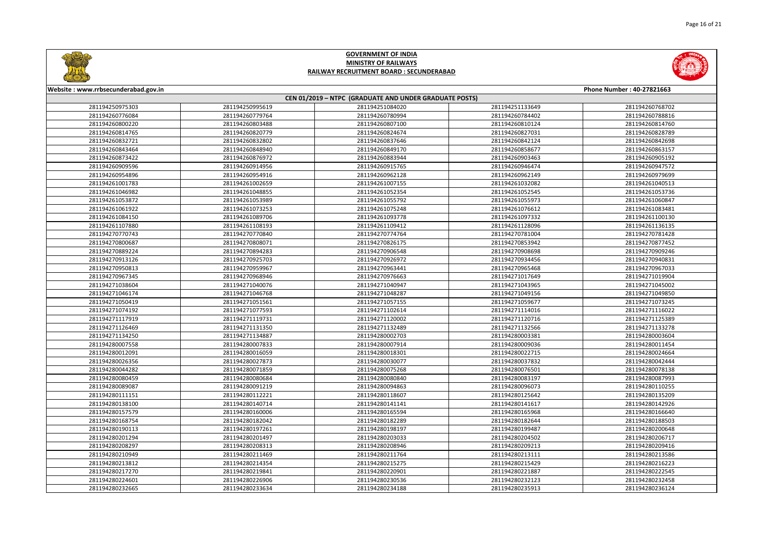# GOVERNMENT OF INDIA
## MINISTRY OF RAILWAYS
## RAILWAY RECRUITMENT BOARD : SECUNDERABAD

**Website : www.rrbsecunderabad.gov.in** **Phone Number : 40-27821663**

**CEN 01/2019 – NTPC (GRADUATE AND UNDER GRADUATE POSTS)**

| | | | | |
|---|---|---|---|---|
| 281194250975303 | 281194250995619 | 281194251084020 | 281194251133649 | 281194260768702 |
| 281194260776084 | 281194260780994 | 281194260784402 | 281194260788816 | |
| 281194260800220 | 281194260803488 | 281194260807100 | 281194260810124 | 281194260814760 |
| 281194260814765 | 281194260820779 | 281194260824674 | 281194260827031 | 281194260828789 |
| 281194260832721 | 281194260832802 | 281194260837646 | 281194260842124 | 281194260842698 |
| 281194260843464 | 281194260848940 | 281194260849170 | 281194260858677 | 281194260863157 |
| 281194260873422 | 281194260876972 | 281194260883944 | 281194260903463 | 281194260905192 |
| 281194260909596 | 281194260914956 | 281194260915765 | 281194260946474 | 281194260947572 |
| 281194260954896 | 281194260954916 | 281194260962128 | 281194260962149 | 281194260979699 |
| 281194261001783 | 281194261002659 | 281194261007155 | 281194261032082 | 281194261040513 |
| 281194261046982 | 281194261048855 | 281194261052354 | 281194261052545 | 281194261053736 |
| 281194261053872 | 281194261053989 | 281194261055792 | 281194261055973 | 281194261060847 |
| 281194261061922 | 281194261073253 | 281194261075248 | 281194261076612 | 281194261083481 |
| 281194261084150 | 281194261089706 | 281194261093778 | 281194261097332 | 281194261100130 |
| 281194261107880 | 281194261108193 | 281194261109412 | 281194261128096 | 281194261136135 |
| 281194270770743 | 281194270770840 | 281194270774764 | 281194270781004 | 281194270781428 |
| 281194270800687 | 281194270808071 | 281194270826175 | 281194270853942 | 281194270877452 |
| 281194270889224 | 281194270894283 | 281194270906548 | 281194270908698 | 281194270909246 |
| 281194270913126 | 281194270925703 | 281194270926972 | 281194270934456 | 281194270940831 |
| 281194270950813 | 281194270959967 | 281194270963441 | 281194270965468 | 281194270967033 |
| 281194270967345 | 281194270968946 | 281194270976663 | 281194271017649 | 281194271019904 |
| 281194271038604 | 281194271040076 | 281194271040947 | 281194271043965 | 281194271045002 |
| 281194271046174 | 281194271046768 | 281194271048287 | 281194271049156 | 281194271049850 |
| 281194271050419 | 281194271051561 | 281194271057155 | 281194271059677 | 281194271073245 |
| 281194271074192 | 281194271077593 | 281194271102614 | 281194271114016 | 281194271116022 |
| 281194271117919 | 281194271119731 | 281194271120002 | 281194271120716 | 281194271125389 |
| 281194271126469 | 281194271131350 | 281194271132489 | 281194271132566 | 281194271133278 |
| 281194271134250 | 281194271134887 | 281194280002703 | 281194280003381 | 281194280003604 |
| 281194280007558 | 281194280007833 | 281194280007914 | 281194280009036 | 281194280011454 |
| 281194280012091 | 281194280016059 | 281194280018301 | 281194280022715 | 281194280024664 |
| 281194280026356 | 281194280027873 | 281194280030077 | 281194280037832 | 281194280042444 |
| 281194280044282 | 281194280071859 | 281194280075268 | 281194280076501 | 281194280078138 |
| 281194280080459 | 281194280080684 | 281194280080840 | 281194280083197 | 281194280087993 |
| 281194280089087 | 281194280091219 | 281194280094863 | 281194280096073 | 281194280110255 |
| 281194280111151 | 281194280112221 | 281194280118607 | 281194280125642 | 281194280135209 |
| 281194280138100 | 281194280140714 | 281194280141141 | 281194280141617 | 281194280142926 |
| 281194280157579 | 281194280160006 | 281194280165594 | 281194280165968 | 281194280166640 |
| 281194280168754 | 281194280182042 | 281194280182289 | 281194280182644 | 281194280188503 |
| 281194280190113 | 281194280197261 | 281194280198197 | 281194280199487 | 281194280200648 |
| 281194280201294 | 281194280201497 | 281194280203033 | 281194280204502 | 281194280206717 |
| 281194280208297 | 281194280208313 | 281194280208946 | 281194280209213 | 281194280209416 |
| 281194280210949 | 281194280211469 | 281194280211764 | 281194280213111 | 281194280213586 |
| 281194280213812 | 281194280214354 | 281194280215275 | 281194280215429 | 281194280216223 |
| 281194280217270 | 281194280219841 | 281194280220901 | 281194280221887 | 281194280222545 |
| 281194280224601 | 281194280226906 | 281194280230536 | 281194280232123 | 281194280232458 |
| 281194280232665 | 281194280233634 | 281194280234188 | 281194280235913 | 281194280236124 |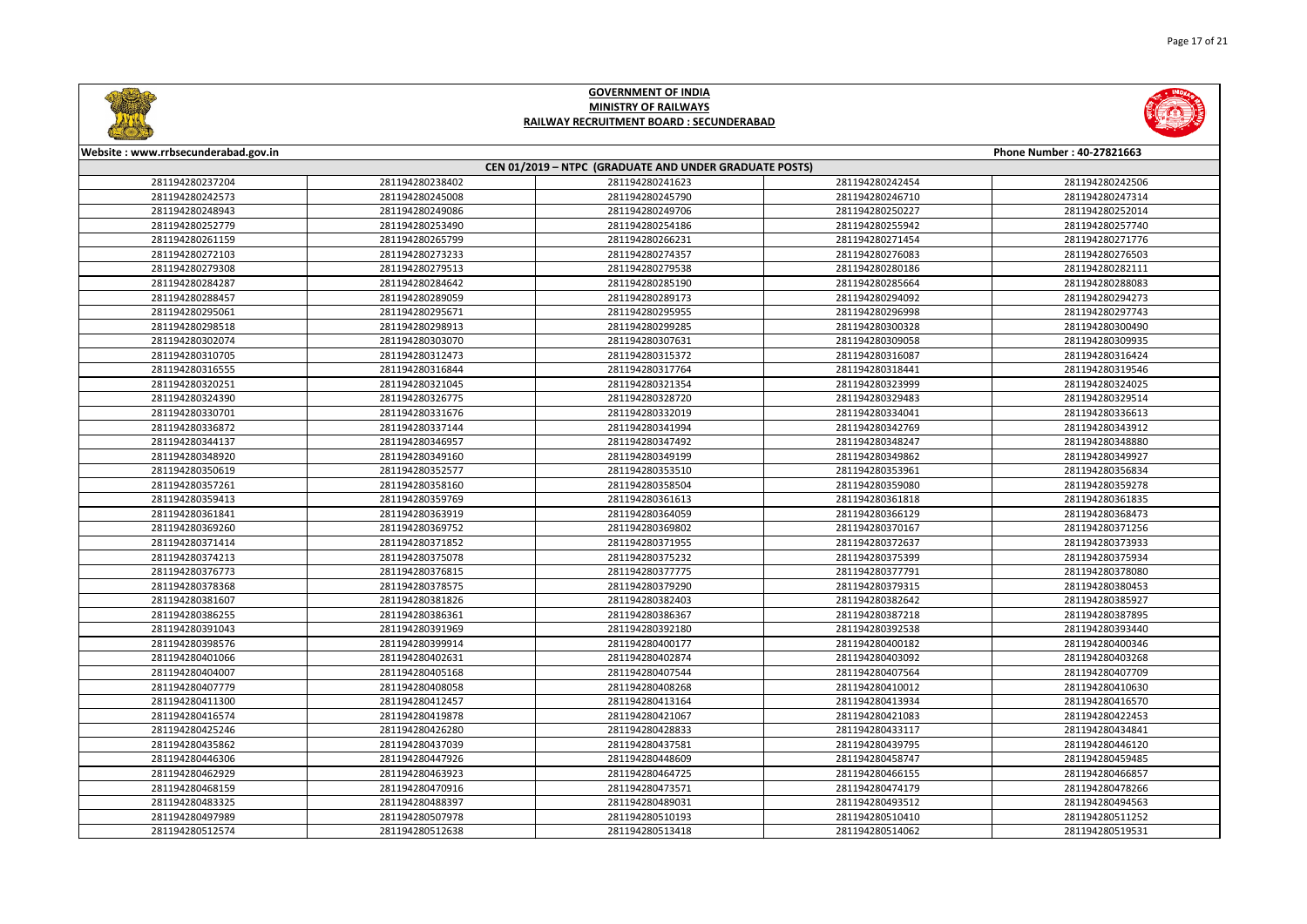# GOVERNMENT OF INDIA
## MINISTRY OF RAILWAYS
### RAILWAY RECRUITMENT BOARD : SECUNDERABAD

Website : www.rrbsecunderabad.gov.in | Phone Number : 40-27821663

**CEN 01/2019 – NTPC (GRADUATE AND UNDER GRADUATE POSTS)**

| | | | | |
|---|---|---|---|---|
| 281194280237204 | 281194280238402 | 281194280241623 | 281194280242454 | 281194280242506 |
| 281194280242573 | 281194280245008 | 281194280245790 | 281194280246710 | 281194280247314 |
| 281194280248943 | 281194280249086 | 281194280249706 | 281194280250227 | 281194280252014 |
| 281194280252779 | 281194280253490 | 281194280254186 | 281194280255942 | 281194280257740 |
| 281194280261159 | 281194280265799 | 281194280266231 | 281194280271454 | 281194280271776 |
| 281194280272103 | 281194280273233 | 281194280274357 | 281194280276083 | 281194280276503 |
| 281194280279308 | 281194280279513 | 281194280279538 | 281194280280186 | 281194280282111 |
| 281194280284287 | 281194280284642 | 281194280285190 | 281194280285664 | 281194280288083 |
| 281194280288457 | 281194280289059 | 281194280289173 | 281194280294092 | 281194280294273 |
| 281194280295061 | 281194280295671 | 281194280295955 | 281194280296998 | 281194280297743 |
| 281194280298518 | 281194280298913 | 281194280299285 | 281194280300328 | 281194280300490 |
| 281194280302074 | 281194280303070 | 281194280307631 | 281194280309058 | 281194280309935 |
| 281194280310705 | 281194280312473 | 281194280315372 | 281194280316087 | 281194280316424 |
| 281194280316555 | 281194280316844 | 281194280317764 | 281194280318441 | 281194280319546 |
| 281194280320251 | 281194280321045 | 281194280321354 | 281194280323999 | 281194280324025 |
| 281194280324390 | 281194280326775 | 281194280328720 | 281194280329483 | 281194280329514 |
| 281194280330701 | 281194280331676 | 281194280332019 | 281194280334041 | 281194280336613 |
| 281194280336872 | 281194280337144 | 281194280341994 | 281194280342769 | 281194280343912 |
| 281194280344137 | 281194280346957 | 281194280347492 | 281194280348247 | 281194280348880 |
| 281194280348920 | 281194280349160 | 281194280349199 | 281194280349862 | 281194280349927 |
| 281194280350619 | 281194280352577 | 281194280353510 | 281194280353961 | 281194280356834 |
| 281194280357261 | 281194280358160 | 281194280358504 | 281194280359080 | 281194280359278 |
| 281194280359413 | 281194280359769 | 281194280361613 | 281194280361818 | 281194280361835 |
| 281194280361841 | 281194280363919 | 281194280364059 | 281194280366129 | 281194280368473 |
| 281194280369260 | 281194280369752 | 281194280369802 | 281194280370167 | 281194280371256 |
| 281194280371414 | 281194280371852 | 281194280371955 | 281194280372637 | 281194280373933 |
| 281194280374213 | 281194280375078 | 281194280375232 | 281194280375399 | 281194280375934 |
| 281194280376773 | 281194280376815 | 281194280377775 | 281194280377791 | 281194280378080 |
| 281194280378368 | 281194280378575 | 281194280379290 | 281194280379315 | 281194280380453 |
| 281194280381607 | 281194280381826 | 281194280382403 | 281194280382642 | 281194280385927 |
| 281194280386255 | 281194280386361 | 281194280386367 | 281194280387218 | 281194280387895 |
| 281194280391043 | 281194280391969 | 281194280392180 | 281194280392538 | 281194280393440 |
| 281194280398576 | 281194280399914 | 281194280400177 | 281194280400182 | 281194280400346 |
| 281194280401066 | 281194280402631 | 281194280402874 | 281194280403092 | 281194280403268 |
| 281194280404007 | 281194280405168 | 281194280407544 | 281194280407564 | 281194280407709 |
| 281194280407779 | 281194280408058 | 281194280408268 | 281194280410012 | 281194280410630 |
| 281194280411300 | 281194280412457 | 281194280413164 | 281194280413934 | 281194280416570 |
| 281194280416574 | 281194280419878 | 281194280421067 | 281194280421083 | 281194280422453 |
| 281194280425246 | 281194280426280 | 281194280428833 | 281194280433117 | 281194280434841 |
| 281194280435862 | 281194280437039 | 281194280437581 | 281194280439795 | 281194280446120 |
| 281194280446306 | 281194280447926 | 281194280448609 | 281194280458747 | 281194280459485 |
| 281194280462929 | 281194280463923 | 281194280464725 | 281194280466155 | 281194280466857 |
| 281194280468159 | 281194280470916 | 281194280473571 | 281194280474179 | 281194280478266 |
| 281194280483325 | 281194280488397 | 281194280489031 | 281194280493512 | 281194280494563 |
| 281194280497989 | 281194280507978 | 281194280510193 | 281194280510410 | 281194280511252 |
| 281194280512574 | 281194280512638 | 281194280513418 | 281194280514062 | 281194280519531 |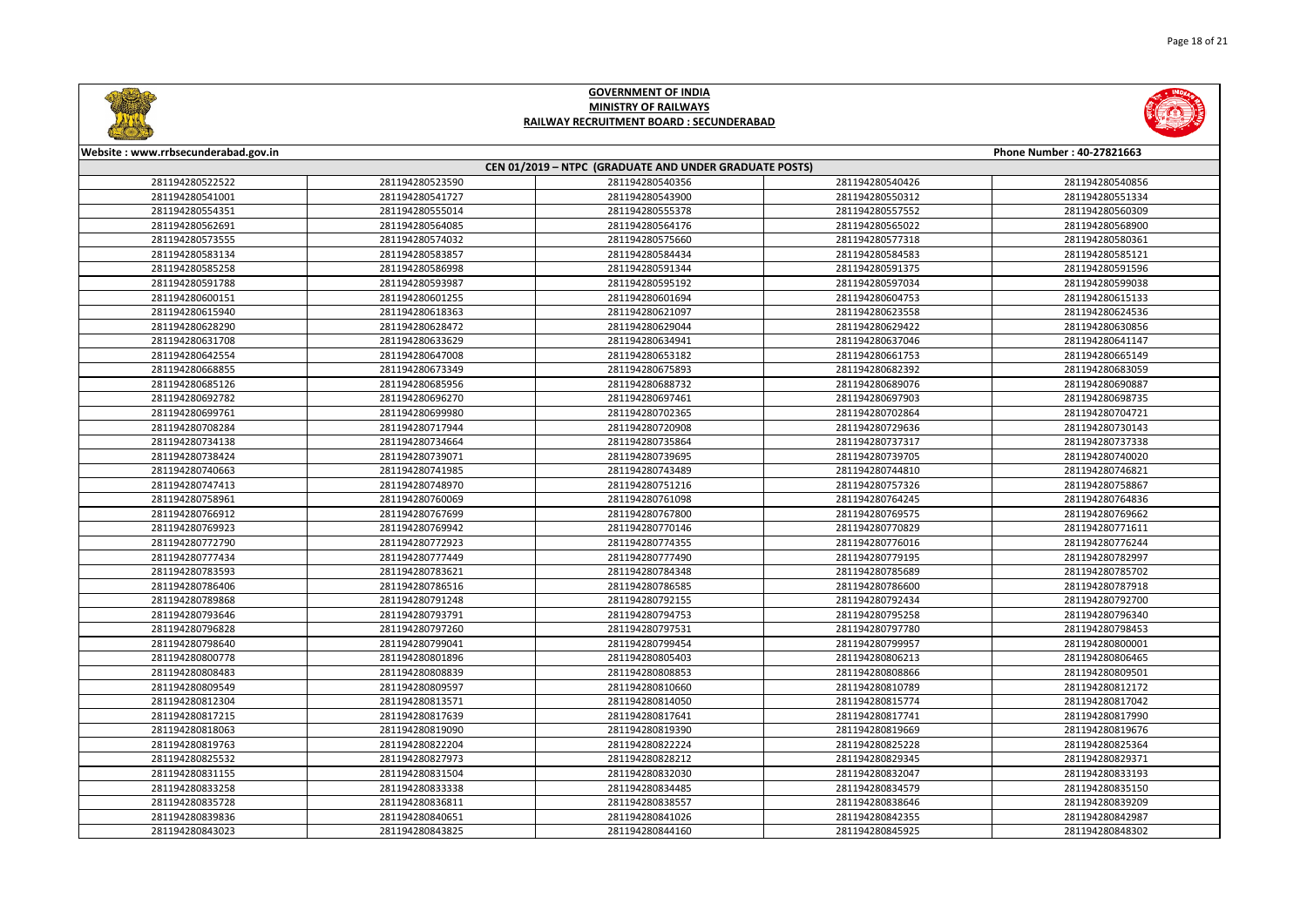# GOVERNMENT OF INDIA
## MINISTRY OF RAILWAYS
### RAILWAY RECRUITMENT BOARD : SECUNDERABAD

Website : www.rrbsecunderabad.gov.in

Phone Number : 40-27821663

**CEN 01/2019 – NTPC (GRADUATE AND UNDER GRADUATE POSTS)**

| | | | | |
|---|---|---|---|---|
| 281194280522522 | 281194280523590 | 281194280540356 | 281194280540426 | 281194280540856 |
| 281194280541001 | 281194280541727 | 281194280543900 | 281194280550312 | 281194280551334 |
| 281194280554351 | 281194280555014 | 281194280555378 | 281194280557552 | 281194280560309 |
| 281194280562691 | 281194280564085 | 281194280564176 | 281194280565022 | 281194280568900 |
| 281194280573555 | 281194280574032 | 281194280575660 | 281194280577318 | 281194280580361 |
| 281194280583134 | 281194280583857 | 281194280584434 | 281194280584583 | 281194280585121 |
| 281194280585258 | 281194280586998 | 281194280591344 | 281194280591375 | 281194280591596 |
| 281194280591788 | 281194280593987 | 281194280595192 | 281194280597034 | 281194280599038 |
| 281194280600151 | 281194280601255 | 281194280601694 | 281194280604753 | 281194280615133 |
| 281194280615940 | 281194280618363 | 281194280621097 | 281194280623558 | 281194280624536 |
| 281194280628290 | 281194280628472 | 281194280629044 | 281194280629422 | 281194280630856 |
| 281194280631708 | 281194280633629 | 281194280634941 | 281194280637046 | 281194280641147 |
| 281194280642554 | 281194280647008 | 281194280653182 | 281194280661753 | 281194280665149 |
| 281194280668855 | 281194280673349 | 281194280675893 | 281194280682392 | 281194280683059 |
| 281194280685126 | 281194280685956 | 281194280688732 | 281194280689076 | 281194280690887 |
| 281194280692782 | 281194280696270 | 281194280697461 | 281194280697903 | 281194280698735 |
| 281194280699761 | 281194280699980 | 281194280702365 | 281194280702864 | 281194280704721 |
| 281194280708284 | 281194280717944 | 281194280720908 | 281194280729636 | 281194280730143 |
| 281194280734138 | 281194280734664 | 281194280735864 | 281194280737317 | 281194280737338 |
| 281194280738424 | 281194280739071 | 281194280739695 | 281194280739705 | 281194280740020 |
| 281194280740663 | 281194280741985 | 281194280743489 | 281194280744810 | 281194280746821 |
| 281194280747413 | 281194280748970 | 281194280751216 | 281194280757326 | 281194280758867 |
| 281194280758961 | 281194280760069 | 281194280761098 | 281194280764245 | 281194280764836 |
| 281194280766912 | 281194280767699 | 281194280767800 | 281194280769575 | 281194280769662 |
| 281194280769923 | 281194280769942 | 281194280770146 | 281194280770829 | 281194280771611 |
| 281194280772790 | 281194280772923 | 281194280774355 | 281194280776016 | 281194280776244 |
| 281194280777434 | 281194280777449 | 281194280777490 | 281194280779195 | 281194280782997 |
| 281194280783593 | 281194280783621 | 281194280784348 | 281194280785689 | 281194280785702 |
| 281194280786406 | 281194280786516 | 281194280786585 | 281194280786600 | 281194280787918 |
| 281194280789868 | 281194280791248 | 281194280792155 | 281194280792434 | 281194280792700 |
| 281194280793646 | 281194280793791 | 281194280794753 | 281194280795258 | 281194280796340 |
| 281194280796828 | 281194280797260 | 281194280797531 | 281194280797780 | 281194280798453 |
| 281194280798640 | 281194280799041 | 281194280799454 | 281194280799957 | 281194280800001 |
| 281194280800778 | 281194280801896 | 281194280805403 | 281194280806213 | 281194280806465 |
| 281194280808483 | 281194280808839 | 281194280808853 | 281194280808866 | 281194280809501 |
| 281194280809549 | 281194280809597 | 281194280810660 | 281194280810789 | 281194280812172 |
| 281194280812304 | 281194280813571 | 281194280814050 | 281194280815774 | 281194280817042 |
| 281194280817215 | 281194280817639 | 281194280817641 | 281194280817741 | 281194280817990 |
| 281194280818063 | 281194280819090 | 281194280819390 | 281194280819669 | 281194280819676 |
| 281194280819763 | 281194280822204 | 281194280822224 | 281194280825228 | 281194280825364 |
| 281194280825532 | 281194280827973 | 281194280828212 | 281194280829345 | 281194280829371 |
| 281194280831155 | 281194280831504 | 281194280832030 | 281194280832047 | 281194280833193 |
| 281194280833258 | 281194280833338 | 281194280834485 | 281194280834579 | 281194280835150 |
| 281194280835728 | 281194280836811 | 281194280838557 | 281194280838646 | 281194280839209 |
| 281194280839836 | 281194280840651 | 281194280841026 | 281194280842355 | 281194280842987 |
| 281194280843023 | 281194280843825 | 281194280844160 | 281194280845925 | 281194280848302 |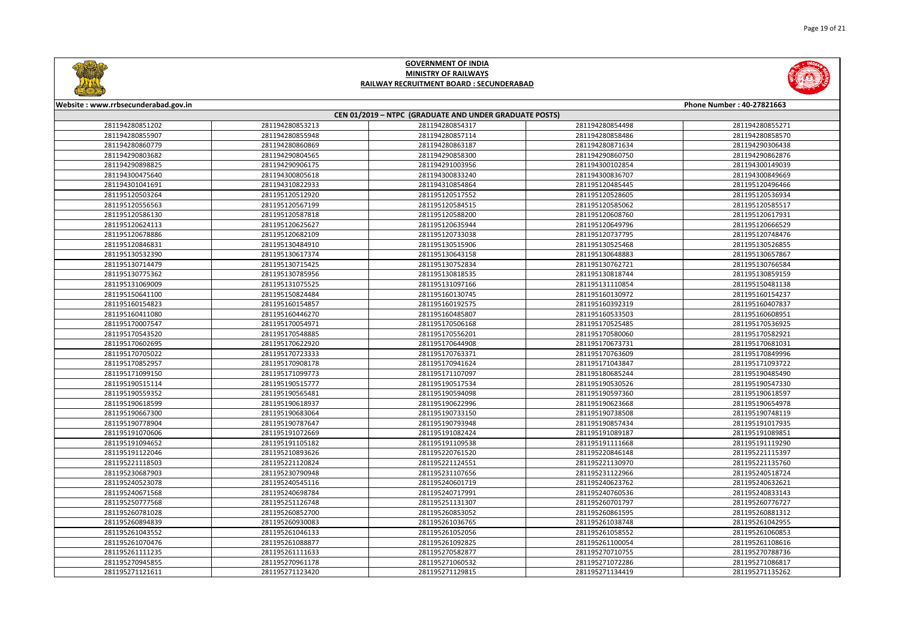# GOVERNMENT OF INDIA
## MINISTRY OF RAILWAYS
## RAILWAY RECRUITMENT BOARD : SECUNDERABAD

Website : www.rrbsecunderabad.gov.in

Phone Number : 40-27821663

### CEN 01/2019 – NTPC (GRADUATE AND UNDER GRADUATE POSTS)

| | | | | |
|---|---|---|---|---|
| 281194280851202 | 281194280853213 | 281194280854317 | 281194280854498 | 281194280855271 |
| 281194280855907 | 281194280855948 | 281194280857114 | 281194280858486 | 281194280858570 |
| 281194280860779 | 281194280860869 | 281194280863187 | 281194280871634 | 281194290306438 |
| 281194290803682 | 281194290804565 | 281194290858300 | 281194290860750 | 281194290862876 |
| 281194290898825 | 281194290906175 | 281194291003956 | 281194300102854 | 281194300149039 |
| 281194300475640 | 281194300805618 | 281194300833240 | 281194300836707 | 281194300849669 |
| 281194301041691 | 281194310822933 | 281194310854864 | 281195120485445 | 281195120496466 |
| 281195120503264 | 281195120512920 | 281195120517552 | 281195120528605 | 281195120536934 |
| 281195120556563 | 281195120567199 | 281195120584515 | 281195120585062 | 281195120585517 |
| 281195120586130 | 281195120587818 | 281195120588200 | 281195120608760 | 281195120617931 |
| 281195120624113 | 281195120625627 | 281195120635944 | 281195120649796 | 281195120666529 |
| 281195120678886 | 281195120682109 | 281195120733038 | 281195120737795 | 281195120748476 |
| 281195120846831 | 281195130484910 | 281195130515906 | 281195130525468 | 281195130526855 |
| 281195130532390 | 281195130617374 | 281195130643158 | 281195130648883 | 281195130657867 |
| 281195130714479 | 281195130715425 | 281195130752834 | 281195130762721 | 281195130766584 |
| 281195130775362 | 281195130785956 | 281195130818535 | 281195130818744 | 281195130859159 |
| 281195131069009 | 281195131075525 | 281195131097166 | 281195131110854 | 281195150481138 |
| 281195150641100 | 281195150824484 | 281195160130745 | 281195160130972 | 281195160154237 |
| 281195160154823 | 281195160154857 | 281195160192575 | 281195160392319 | 281195160407837 |
| 281195160411080 | 281195160446270 | 281195160485807 | 281195160533503 | 281195160608951 |
| 281195170007547 | 281195170054971 | 281195170506168 | 281195170525485 | 281195170536925 |
| 281195170543520 | 281195170548885 | 281195170556201 | 281195170580060 | 281195170582921 |
| 281195170602695 | 281195170622920 | 281195170644908 | 281195170673731 | 281195170681031 |
| 281195170705022 | 281195170723333 | 281195170763371 | 281195170763609 | 281195170849996 |
| 281195170852957 | 281195170908178 | 281195170941624 | 281195171043847 | 281195171093722 |
| 281195171099150 | 281195171099773 | 281195171107097 | 281195180685244 | 281195190485490 |
| 281195190515114 | 281195190515777 | 281195190517534 | 281195190530526 | 281195190547330 |
| 281195190559352 | 281195190565481 | 281195190594098 | 281195190597360 | 281195190618597 |
| 281195190618599 | 281195190618937 | 281195190622996 | 281195190623668 | 281195190654978 |
| 281195190667300 | 281195190683064 | 281195190733150 | 281195190738508 | 281195190748119 |
| 281195190778904 | 281195190787647 | 281195190793948 | 281195190857434 | 281195191017935 |
| 281195191070606 | 281195191072669 | 281195191082424 | 281195191089187 | 281195191089851 |
| 281195191094652 | 281195191105182 | 281195191109538 | 281195191111668 | 281195191119290 |
| 281195191122046 | 281195210893626 | 281195220761520 | 281195220846148 | 281195221115397 |
| 281195221118503 | 281195221120824 | 281195221124551 | 281195221130970 | 281195221135760 |
| 281195230687903 | 281195230790948 | 281195231107656 | 281195231122966 | 281195240518724 |
| 281195240523078 | 281195240545116 | 281195240601719 | 281195240623762 | 281195240632621 |
| 281195240671568 | 281195240698784 | 281195240717991 | 281195240760536 | 281195240833143 |
| 281195250777568 | 281195251126748 | 281195251131307 | 281195260701797 | 281195260776727 |
| 281195260781028 | 281195260852700 | 281195260853052 | 281195260861595 | 281195260881312 |
| 281195260894839 | 281195260930083 | 281195261036765 | 281195261038748 | 281195261042955 |
| 281195261043552 | 281195261046133 | 281195261052056 | 281195261058552 | 281195261060853 |
| 281195261070476 | 281195261088877 | 281195261092825 | 281195261100054 | 281195261108616 |
| 281195261111235 | 281195261111633 | 281195270582877 | 281195270710755 | 281195270788736 |
| 281195270945855 | 281195270961178 | 281195271060532 | 281195271072286 | 281195271086817 |
| 281195271121611 | 281195271123420 | 281195271129815 | 281195271134419 | 281195271135262 |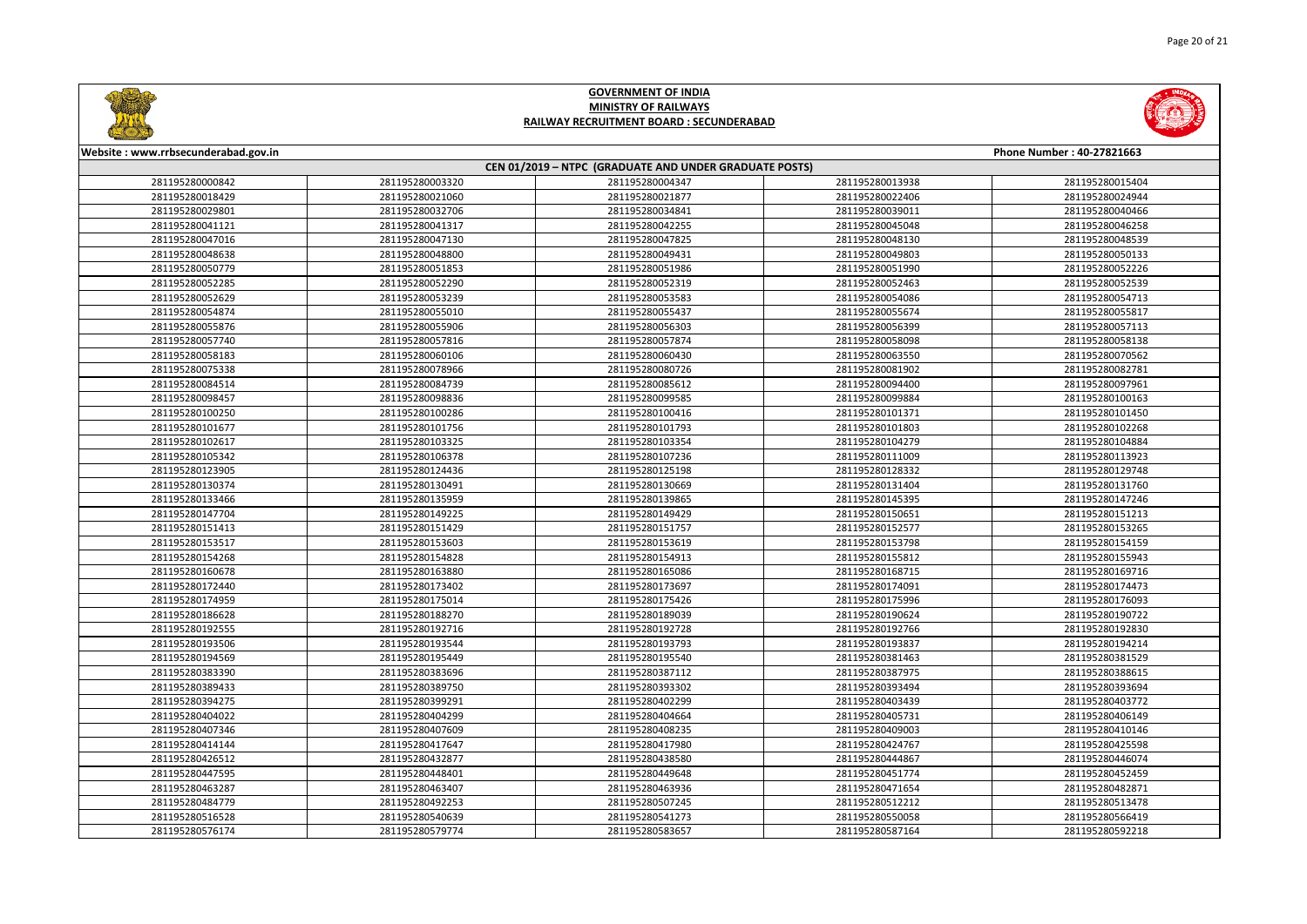# GOVERNMENT OF INDIA
## MINISTRY OF RAILWAYS
### RAILWAY RECRUITMENT BOARD : SECUNDERABAD

Website : www.rrbsecunderabad.gov.in | Phone Number : 40-27821663

**CEN 01/2019 – NTPC (GRADUATE AND UNDER GRADUATE POSTS)**

| | | | | |
|---|---|---|---|---|
| 281195280000842 | 281195280003320 | 281195280004347 | 281195280013938 | 281195280015404 |
| 281195280018429 | 281195280021060 | 281195280021877 | 281195280022406 | 281195280024944 |
| 281195280029801 | 281195280032706 | 281195280034841 | 281195280039011 | 281195280040466 |
| 281195280041121 | 281195280041317 | 281195280042255 | 281195280045048 | 281195280046258 |
| 281195280047016 | 281195280047130 | 281195280047825 | 281195280048130 | 281195280048539 |
| 281195280048638 | 281195280048800 | 281195280049431 | 281195280049803 | 281195280050133 |
| 281195280050779 | 281195280051853 | 281195280051986 | 281195280051990 | 281195280052226 |
| 281195280052285 | 281195280052290 | 281195280052319 | 281195280052463 | 281195280052539 |
| 281195280052629 | 281195280053239 | 281195280053583 | 281195280054086 | 281195280054713 |
| 281195280054874 | 281195280055010 | 281195280055437 | 281195280055674 | 281195280055817 |
| 281195280055876 | 281195280055906 | 281195280056303 | 281195280056399 | 281195280057113 |
| 281195280057740 | 281195280057816 | 281195280057874 | 281195280058098 | 281195280058138 |
| 281195280058183 | 281195280060106 | 281195280060430 | 281195280063550 | 281195280070562 |
| 281195280075338 | 281195280078966 | 281195280080726 | 281195280081902 | 281195280082781 |
| 281195280084514 | 281195280084739 | 281195280085612 | 281195280094400 | 281195280097961 |
| 281195280098457 | 281195280098836 | 281195280099585 | 281195280099884 | 281195280100163 |
| 281195280100250 | 281195280100286 | 281195280100416 | 281195280101371 | 281195280101450 |
| 281195280101677 | 281195280101756 | 281195280101793 | 281195280101803 | 281195280102268 |
| 281195280102617 | 281195280103325 | 281195280103354 | 281195280104279 | 281195280104884 |
| 281195280105342 | 281195280106378 | 281195280107236 | 281195280111009 | 281195280113923 |
| 281195280123905 | 281195280124436 | 281195280125198 | 281195280128332 | 281195280129748 |
| 281195280130374 | 281195280130491 | 281195280130669 | 281195280131404 | 281195280131760 |
| 281195280133466 | 281195280135959 | 281195280139865 | 281195280145395 | 281195280147246 |
| 281195280147704 | 281195280149225 | 281195280149429 | 281195280150651 | 281195280151213 |
| 281195280151413 | 281195280151429 | 281195280151757 | 281195280152577 | 281195280153265 |
| 281195280153517 | 281195280153603 | 281195280153619 | 281195280153798 | 281195280154159 |
| 281195280154268 | 281195280154828 | 281195280154913 | 281195280155812 | 281195280155943 |
| 281195280160678 | 281195280163880 | 281195280165086 | 281195280168715 | 281195280169716 |
| 281195280172440 | 281195280173402 | 281195280173697 | 281195280174091 | 281195280174473 |
| 281195280174959 | 281195280175014 | 281195280175426 | 281195280175996 | 281195280176093 |
| 281195280186628 | 281195280188270 | 281195280189039 | 281195280190624 | 281195280190722 |
| 281195280192555 | 281195280192716 | 281195280192728 | 281195280192766 | 281195280192830 |
| 281195280193506 | 281195280193544 | 281195280193793 | 281195280193837 | 281195280194214 |
| 281195280194569 | 281195280195449 | 281195280195540 | 281195280381463 | 281195280381529 |
| 281195280383390 | 281195280383696 | 281195280387112 | 281195280387975 | 281195280388615 |
| 281195280389433 | 281195280389750 | 281195280393302 | 281195280393494 | 281195280393694 |
| 281195280394275 | 281195280399291 | 281195280402299 | 281195280403439 | 281195280403772 |
| 281195280404022 | 281195280404299 | 281195280404664 | 281195280405731 | 281195280406149 |
| 281195280407346 | 281195280407609 | 281195280408235 | 281195280409003 | 281195280410146 |
| 281195280414144 | 281195280417647 | 281195280417980 | 281195280424767 | 281195280425598 |
| 281195280426512 | 281195280432877 | 281195280438580 | 281195280444867 | 281195280446074 |
| 281195280447595 | 281195280448401 | 281195280449648 | 281195280451774 | 281195280452459 |
| 281195280463287 | 281195280463407 | 281195280463936 | 281195280471654 | 281195280482871 |
| 281195280484779 | 281195280492253 | 281195280507245 | 281195280512212 | 281195280513478 |
| 281195280516528 | 281195280540639 | 281195280541273 | 281195280550058 | 281195280566419 |
| 281195280576174 | 281195280579774 | 281195280583657 | 281195280587164 | 281195280592218 |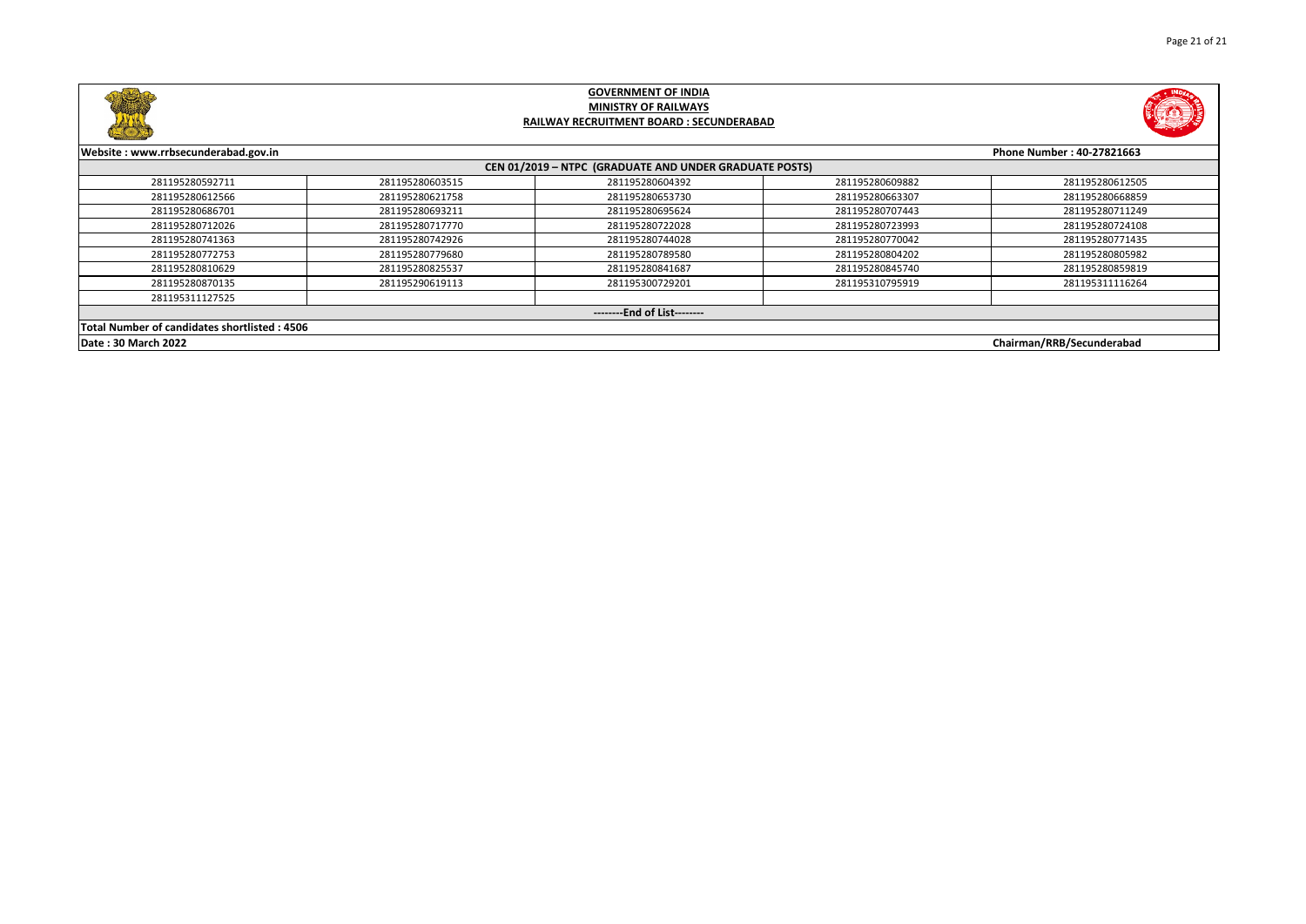**GOVERNMENT OF INDIA**
**MINISTRY OF RAILWAYS**
**RAILWAY RECRUITMENT BOARD : SECUNDERABAD**

**Website : www.rrbsecunderabad.gov.in** **Phone Number : 40-27821663**

**CEN 01/2019 – NTPC (GRADUATE AND UNDER GRADUATE POSTS)**

| | | | | |
|---|---|---|---|---|
| 281195280592711 | 281195280603515 | 281195280604392 | 281195280609882 | 281195280612505 |
| 281195280612566 | 281195280621758 | 281195280653730 | 281195280663307 | 281195280668859 |
| 281195280686701 | 281195280693211 | 281195280695624 | 281195280707443 | 281195280711249 |
| 281195280712026 | 281195280717770 | 281195280722028 | 281195280723993 | 281195280724108 |
| 281195280741363 | 281195280742926 | 281195280744028 | 281195280770042 | 281195280771435 |
| 281195280772753 | 281195280779680 | 281195280789580 | 281195280804202 | 281195280805982 |
| 281195280810629 | 281195280825537 | 281195280841687 | 281195280845740 | 281195280859819 |
| 281195280870135 | 281195290619113 | 281195300729201 | 281195310795919 | 281195311116264 |
| 281195311127525 | | | | |

--------End of List--------

**Total Number of candidates shortlisted : 4506**

**Date : 30 March 2022** **Chairman/RRB/Secunderabad**